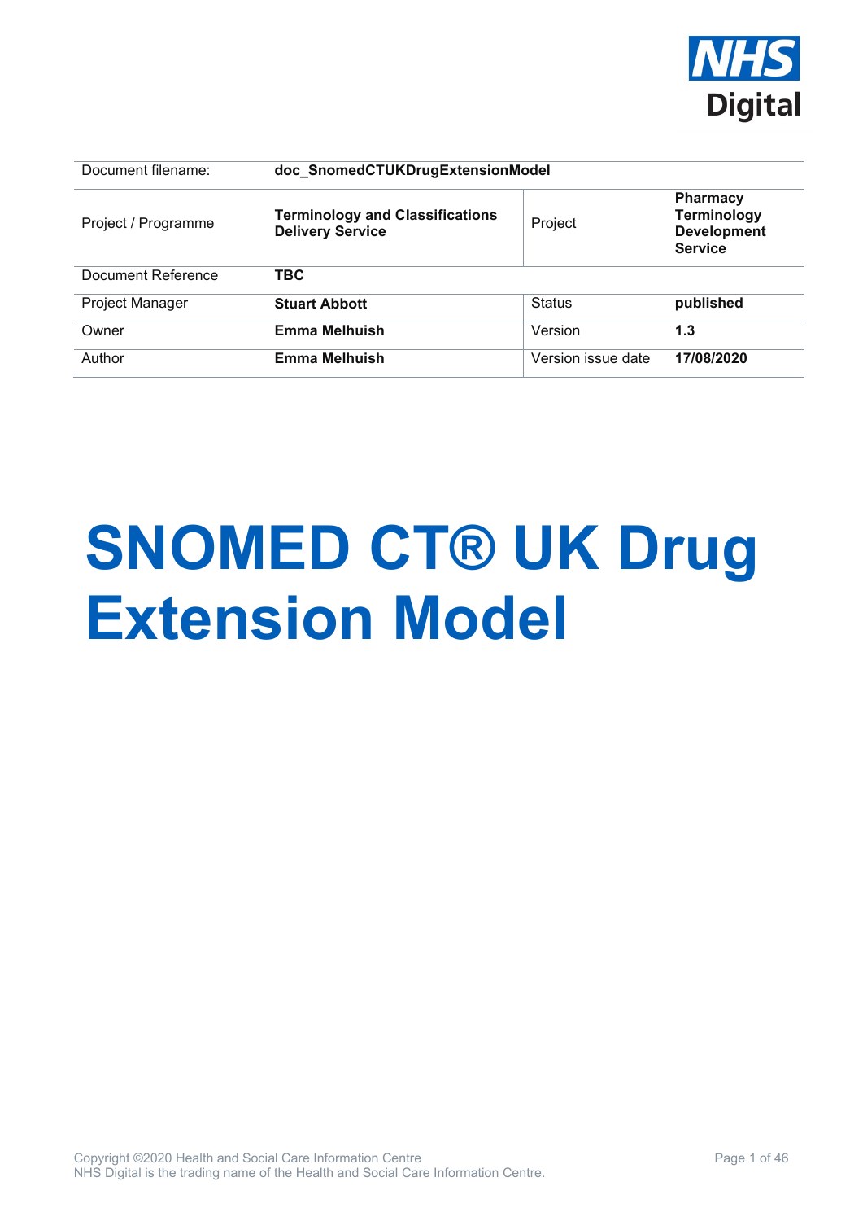NHS Digital

| Document filename: | doc_SnomedCTUKDrugExtensionModel | | |
|---|---|---|---|
| Project / Programme | **Terminology and Classifications Delivery Service** | Project | **Pharmacy Terminology Development Service** |
| Document Reference | **TBC** | | |
| Project Manager | **Stuart Abbott** | Status | **published** |
| Owner | **Emma Melhuish** | Version | **1.3** |
| Author | **Emma Melhuish** | Version issue date | **17/08/2020** |

# SNOMED CT® UK Drug Extension Model

Copyright ©2020 Health and Social Care Information Centre
NHS Digital is the trading name of the Health and Social Care Information Centre.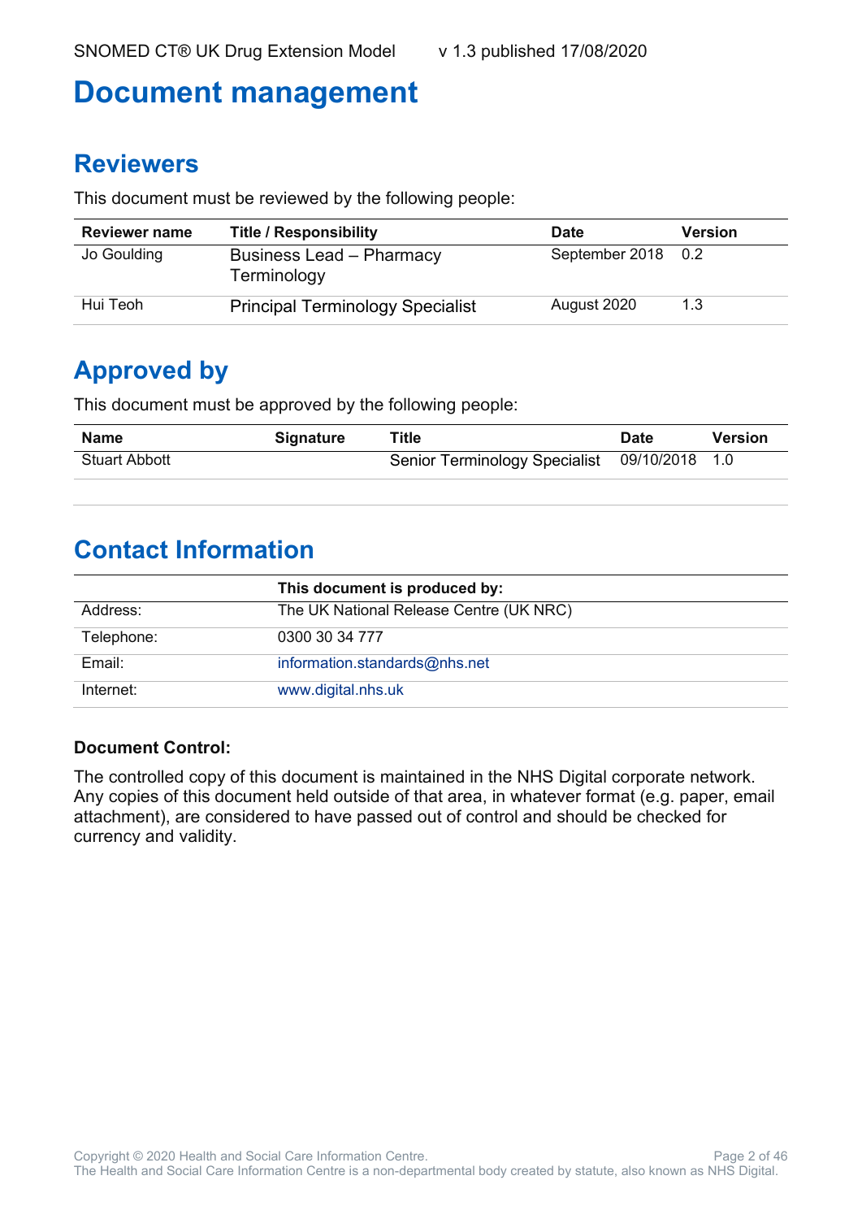# Document management

## Reviewers

This document must be reviewed by the following people:

| Reviewer name | Title / Responsibility | Date | Version |
|---|---|---|---|
| Jo Goulding | Business Lead – Pharmacy Terminology | September 2018 | 0.2 |
| Hui Teoh | Principal Terminology Specialist | August 2020 | 1.3 |

## Approved by

This document must be approved by the following people:

| Name | Signature | Title | Date | Version |
|---|---|---|---|---|
| Stuart Abbott | | Senior Terminology Specialist | 09/10/2018 | 1.0 |
| | | | | |

## Contact Information

| | This document is produced by: |
|---|---|
| Address: | The UK National Release Centre (UK NRC) |
| Telephone: | 0300 30 34 777 |
| Email: | information.standards@nhs.net |
| Internet: | www.digital.nhs.uk |

**Document Control:**

The controlled copy of this document is maintained in the NHS Digital corporate network. Any copies of this document held outside of that area, in whatever format (e.g. paper, email attachment), are considered to have passed out of control and should be checked for currency and validity.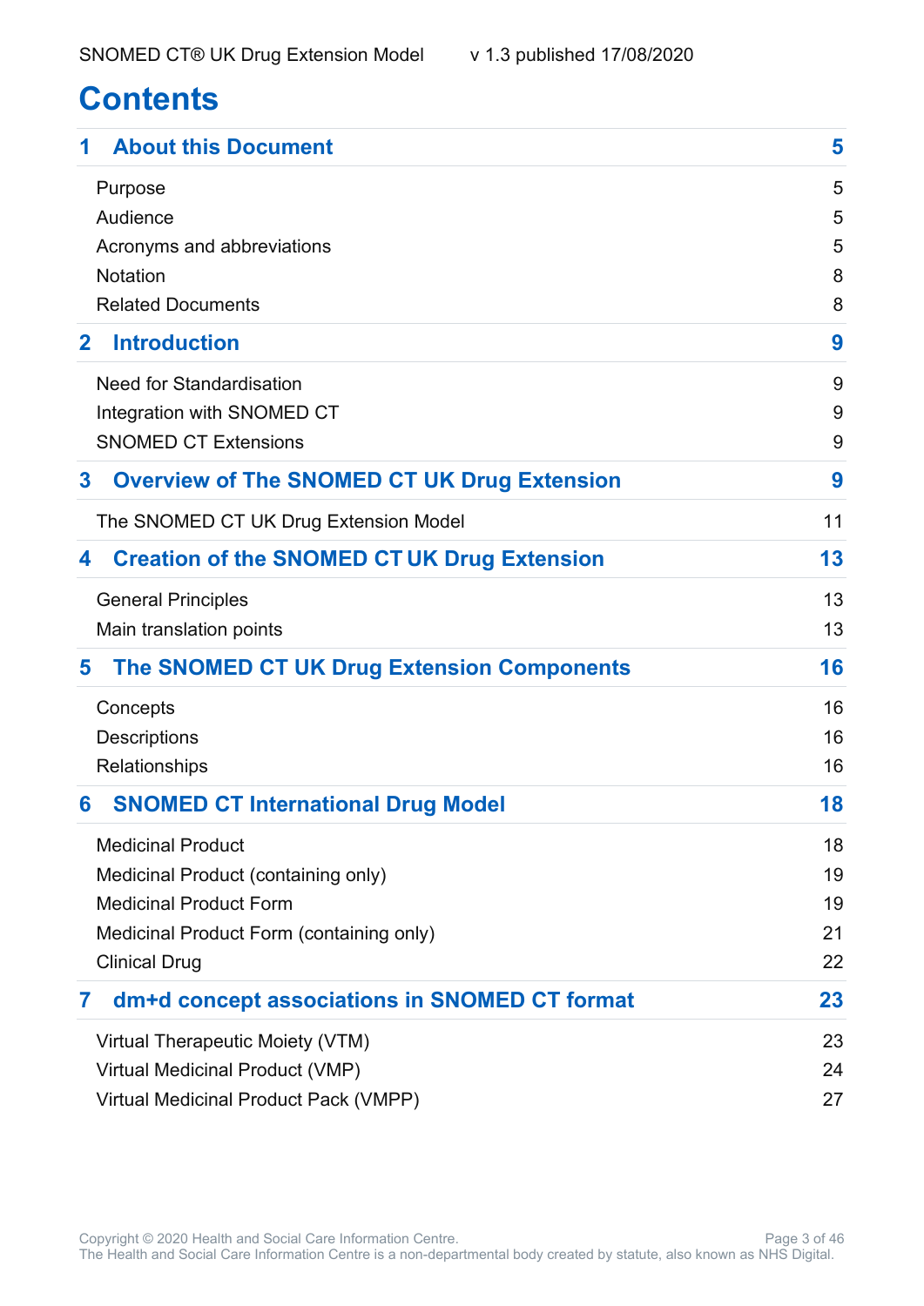# Contents

| | |
|---|---|
| **1 About this Document** | **5** |
| Purpose | 5 |
| Audience | 5 |
| Acronyms and abbreviations | 5 |
| Notation | 8 |
| Related Documents | 8 |
| **2 Introduction** | **9** |
| Need for Standardisation | 9 |
| Integration with SNOMED CT | 9 |
| SNOMED CT Extensions | 9 |
| **3 Overview of The SNOMED CT UK Drug Extension** | **9** |
| The SNOMED CT UK Drug Extension Model | 11 |
| **4 Creation of the SNOMED CT UK Drug Extension** | **13** |
| General Principles | 13 |
| Main translation points | 13 |
| **5 The SNOMED CT UK Drug Extension Components** | **16** |
| Concepts | 16 |
| Descriptions | 16 |
| Relationships | 16 |
| **6 SNOMED CT International Drug Model** | **18** |
| Medicinal Product | 18 |
| Medicinal Product (containing only) | 19 |
| Medicinal Product Form | 19 |
| Medicinal Product Form (containing only) | 21 |
| Clinical Drug | 22 |
| **7 dm+d concept associations in SNOMED CT format** | **23** |
| Virtual Therapeutic Moiety (VTM) | 23 |
| Virtual Medicinal Product (VMP) | 24 |
| Virtual Medicinal Product Pack (VMPP) | 27 |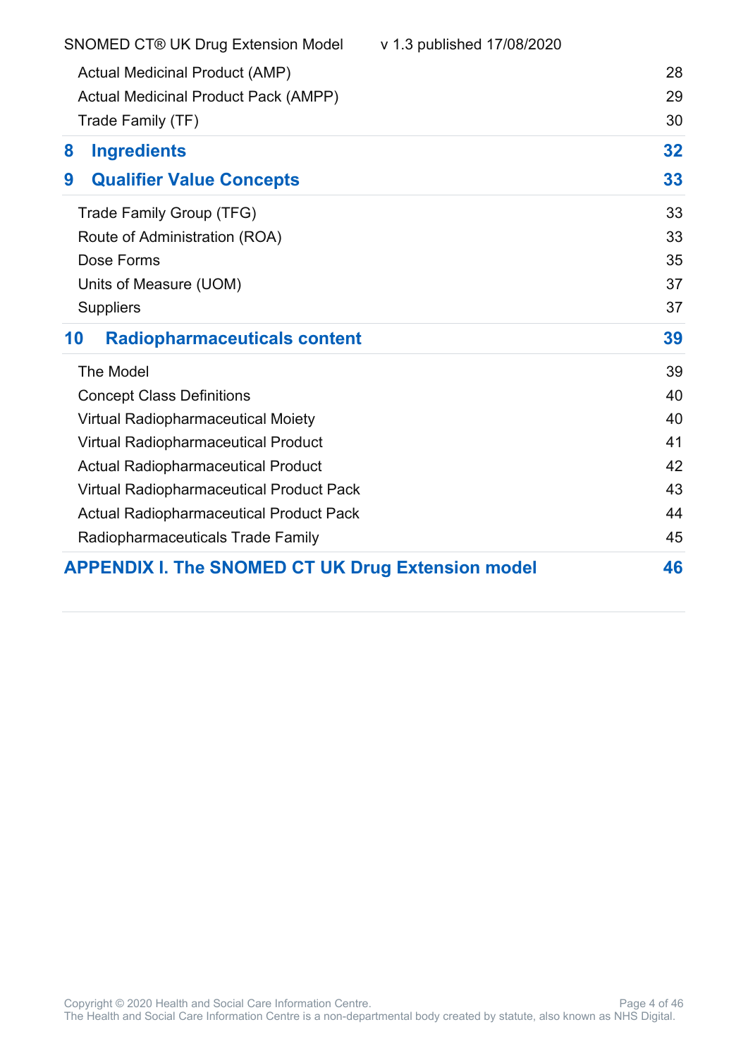Actual Medicinal Product (AMP) 28
Actual Medicinal Product Pack (AMPP) 29
Trade Family (TF) 30

**8 Ingredients 32**

**9 Qualifier Value Concepts 33**

Trade Family Group (TFG) 33
Route of Administration (ROA) 33
Dose Forms 35
Units of Measure (UOM) 37
Suppliers 37

**10 Radiopharmaceuticals content 39**

The Model 39
Concept Class Definitions 40
Virtual Radiopharmaceutical Moiety 40
Virtual Radiopharmaceutical Product 41
Actual Radiopharmaceutical Product 42
Virtual Radiopharmaceutical Product Pack 43
Actual Radiopharmaceutical Product Pack 44
Radiopharmaceuticals Trade Family 45

**APPENDIX I. The SNOMED CT UK Drug Extension model 46**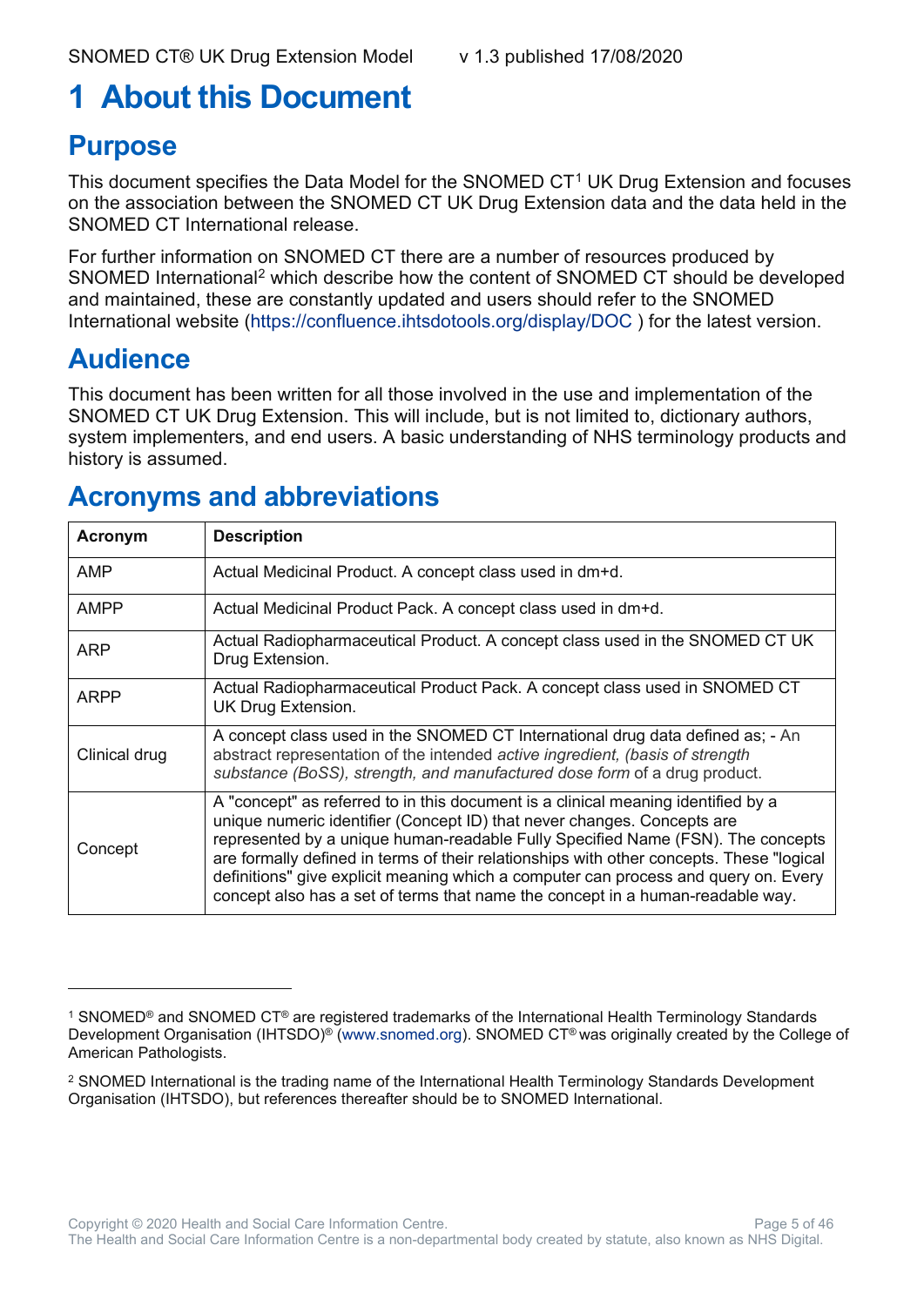# 1 About this Document

## Purpose

This document specifies the Data Model for the SNOMED CT[1] UK Drug Extension and focuses on the association between the SNOMED CT UK Drug Extension data and the data held in the SNOMED CT International release.

For further information on SNOMED CT there are a number of resources produced by SNOMED International[2] which describe how the content of SNOMED CT should be developed and maintained, these are constantly updated and users should refer to the SNOMED International website (https://confluence.ihtsdotools.org/display/DOC ) for the latest version.

## Audience

This document has been written for all those involved in the use and implementation of the SNOMED CT UK Drug Extension. This will include, but is not limited to, dictionary authors, system implementers, and end users. A basic understanding of NHS terminology products and history is assumed.

## Acronyms and abbreviations

| Acronym | Description |
|---|---|
| AMP | Actual Medicinal Product. A concept class used in dm+d. |
| AMPP | Actual Medicinal Product Pack. A concept class used in dm+d. |
| ARP | Actual Radiopharmaceutical Product. A concept class used in the SNOMED CT UK Drug Extension. |
| ARPP | Actual Radiopharmaceutical Product Pack. A concept class used in SNOMED CT UK Drug Extension. |
| Clinical drug | A concept class used in the SNOMED CT International drug data defined as; - An abstract representation of the intended *active ingredient, (basis of strength substance (BoSS), strength, and manufactured dose form* of a drug product. |
| Concept | A "concept" as referred to in this document is a clinical meaning identified by a unique numeric identifier (Concept ID) that never changes. Concepts are represented by a unique human-readable Fully Specified Name (FSN). The concepts are formally defined in terms of their relationships with other concepts. These "logical definitions" give explicit meaning which a computer can process and query on. Every concept also has a set of terms that name the concept in a human-readable way. |

---

[1] SNOMED® and SNOMED CT® are registered trademarks of the International Health Terminology Standards Development Organisation (IHTSDO)® (www.snomed.org). SNOMED CT® was originally created by the College of American Pathologists.

[2] SNOMED International is the trading name of the International Health Terminology Standards Development Organisation (IHTSDO), but references thereafter should be to SNOMED International.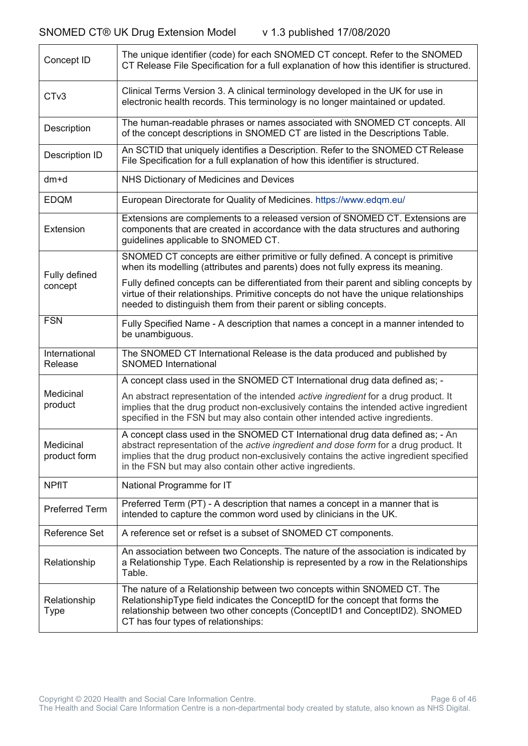| | |
|---|---|
| Concept ID | The unique identifier (code) for each SNOMED CT concept. Refer to the SNOMED CT Release File Specification for a full explanation of how this identifier is structured. |
| CTv3 | Clinical Terms Version 3. A clinical terminology developed in the UK for use in electronic health records. This terminology is no longer maintained or updated. |
| Description | The human-readable phrases or names associated with SNOMED CT concepts. All of the concept descriptions in SNOMED CT are listed in the Descriptions Table. |
| Description ID | An SCTID that uniquely identifies a Description. Refer to the SNOMED CT Release File Specification for a full explanation of how this identifier is structured. |
| dm+d | NHS Dictionary of Medicines and Devices |
| EDQM | European Directorate for Quality of Medicines. https://www.edqm.eu/ |
| Extension | Extensions are complements to a released version of SNOMED CT. Extensions are components that are created in accordance with the data structures and authoring guidelines applicable to SNOMED CT. |
| Fully defined concept | SNOMED CT concepts are either primitive or fully defined. A concept is primitive when its modelling (attributes and parents) does not fully express its meaning.<br><br>Fully defined concepts can be differentiated from their parent and sibling concepts by virtue of their relationships. Primitive concepts do not have the unique relationships needed to distinguish them from their parent or sibling concepts. |
| FSN | Fully Specified Name - A description that names a concept in a manner intended to be unambiguous. |
| International Release | The SNOMED CT International Release is the data produced and published by SNOMED International |
| Medicinal product | A concept class used in the SNOMED CT International drug data defined as; -<br><br>An abstract representation of the intended *active ingredient* for a drug product. It implies that the drug product non-exclusively contains the intended active ingredient specified in the FSN but may also contain other intended active ingredients. |
| Medicinal product form | A concept class used in the SNOMED CT International drug data defined as; - An abstract representation of the *active ingredient and dose form* for a drug product. It implies that the drug product non-exclusively contains the active ingredient specified in the FSN but may also contain other active ingredients. |
| NPfIT | National Programme for IT |
| Preferred Term | Preferred Term (PT) - A description that names a concept in a manner that is intended to capture the common word used by clinicians in the UK. |
| Reference Set | A reference set or refset is a subset of SNOMED CT components. |
| Relationship | An association between two Concepts. The nature of the association is indicated by a Relationship Type. Each Relationship is represented by a row in the Relationships Table. |
| Relationship Type | The nature of a Relationship between two concepts within SNOMED CT. The RelationshipType field indicates the ConceptID for the concept that forms the relationship between two other concepts (ConceptID1 and ConceptID2). SNOMED CT has four types of relationships: |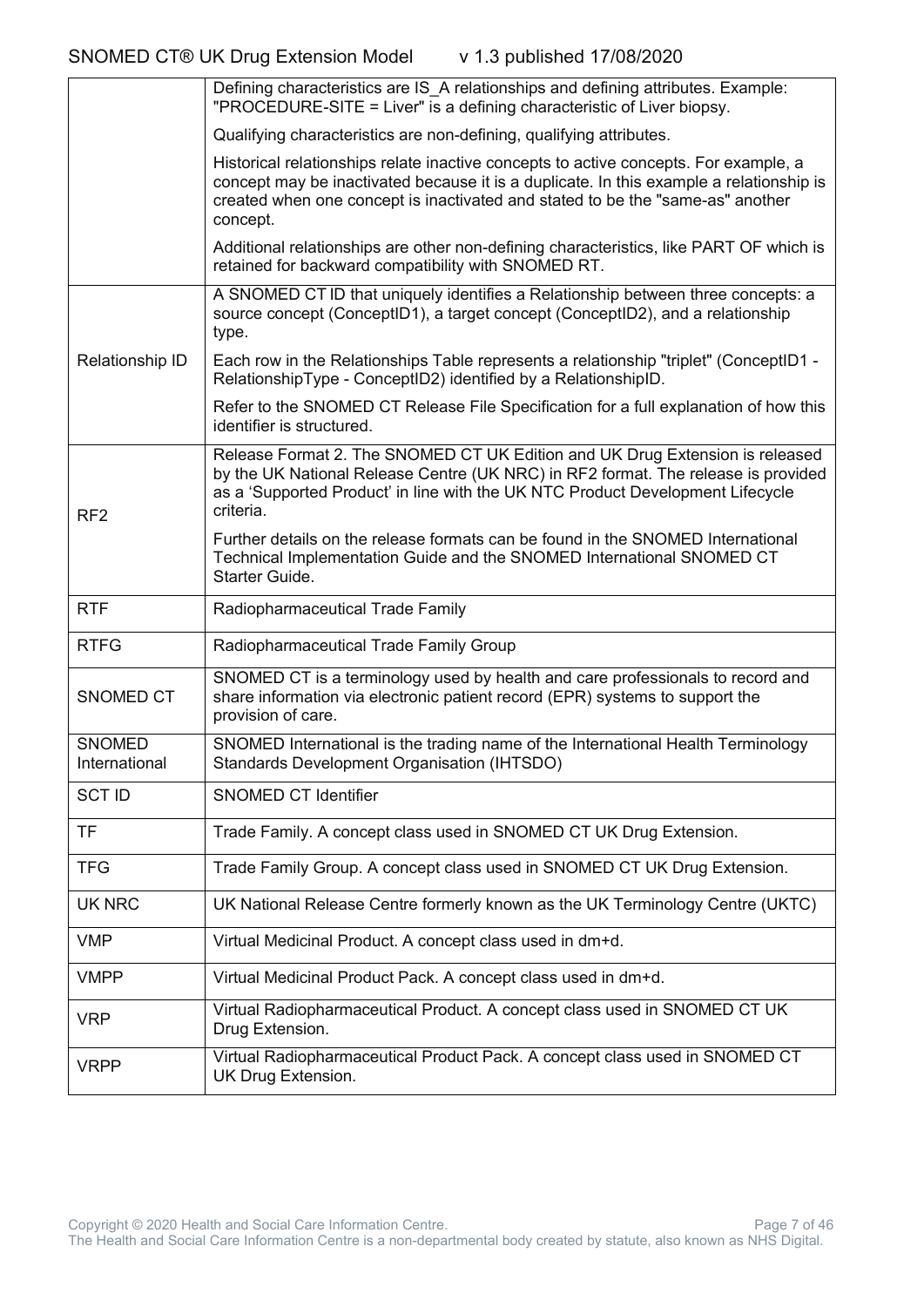| | |
|---|---|
| | Defining characteristics are IS_A relationships and defining attributes. Example: "PROCEDURE-SITE = Liver" is a defining characteristic of Liver biopsy.<br><br>Qualifying characteristics are non-defining, qualifying attributes.<br><br>Historical relationships relate inactive concepts to active concepts. For example, a concept may be inactivated because it is a duplicate. In this example a relationship is created when one concept is inactivated and stated to be the "same-as" another concept.<br><br>Additional relationships are other non-defining characteristics, like PART OF which is retained for backward compatibility with SNOMED RT. |
| Relationship ID | A SNOMED CT ID that uniquely identifies a Relationship between three concepts: a source concept (ConceptID1), a target concept (ConceptID2), and a relationship type.<br><br>Each row in the Relationships Table represents a relationship "triplet" (ConceptID1 - RelationshipType - ConceptID2) identified by a RelationshipID.<br><br>Refer to the SNOMED CT Release File Specification for a full explanation of how this identifier is structured. |
| RF2 | Release Format 2. The SNOMED CT UK Edition and UK Drug Extension is released by the UK National Release Centre (UK NRC) in RF2 format. The release is provided as a 'Supported Product' in line with the UK NTC Product Development Lifecycle criteria.<br><br>Further details on the release formats can be found in the SNOMED International Technical Implementation Guide and the SNOMED International SNOMED CT Starter Guide. |
| RTF | Radiopharmaceutical Trade Family |
| RTFG | Radiopharmaceutical Trade Family Group |
| SNOMED CT | SNOMED CT is a terminology used by health and care professionals to record and share information via electronic patient record (EPR) systems to support the provision of care. |
| SNOMED International | SNOMED International is the trading name of the International Health Terminology Standards Development Organisation (IHTSDO) |
| SCT ID | SNOMED CT Identifier |
| TF | Trade Family. A concept class used in SNOMED CT UK Drug Extension. |
| TFG | Trade Family Group. A concept class used in SNOMED CT UK Drug Extension. |
| UK NRC | UK National Release Centre formerly known as the UK Terminology Centre (UKTC) |
| VMP | Virtual Medicinal Product. A concept class used in dm+d. |
| VMPP | Virtual Medicinal Product Pack. A concept class used in dm+d. |
| VRP | Virtual Radiopharmaceutical Product. A concept class used in SNOMED CT UK Drug Extension. |
| VRPP | Virtual Radiopharmaceutical Product Pack. A concept class used in SNOMED CT UK Drug Extension. |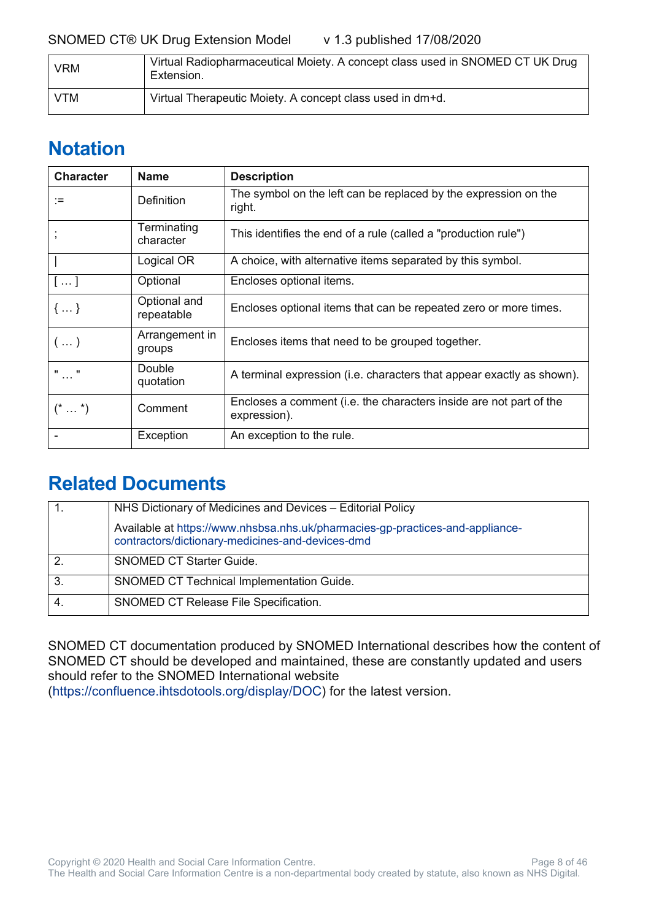| | |
|---|---|
| VRM | Virtual Radiopharmaceutical Moiety. A concept class used in SNOMED CT UK Drug Extension. |
| VTM | Virtual Therapeutic Moiety. A concept class used in dm+d. |

# Notation

| Character | Name | Description |
|---|---|---|
| := | Definition | The symbol on the left can be replaced by the expression on the right. |
| ; | Terminating character | This identifies the end of a rule (called a "production rule") |
| \| | Logical OR | A choice, with alternative items separated by this symbol. |
| [ … ] | Optional | Encloses optional items. |
| { … } | Optional and repeatable | Encloses optional items that can be repeated zero or more times. |
| ( … ) | Arrangement in groups | Encloses items that need to be grouped together. |
| " … " | Double quotation | A terminal expression (i.e. characters that appear exactly as shown). |
| (* … *) | Comment | Encloses a comment (i.e. the characters inside are not part of the expression). |
| - | Exception | An exception to the rule. |

# Related Documents

| | |
|---|---|
| 1. | NHS Dictionary of Medicines and Devices – Editorial Policy<br>Available at https://www.nhsbsa.nhs.uk/pharmacies-gp-practices-and-appliance-contractors/dictionary-medicines-and-devices-dmd |
| 2. | SNOMED CT Starter Guide. |
| 3. | SNOMED CT Technical Implementation Guide. |
| 4. | SNOMED CT Release File Specification. |

SNOMED CT documentation produced by SNOMED International describes how the content of SNOMED CT should be developed and maintained, these are constantly updated and users should refer to the SNOMED International website (https://confluence.ihtsdotools.org/display/DOC) for the latest version.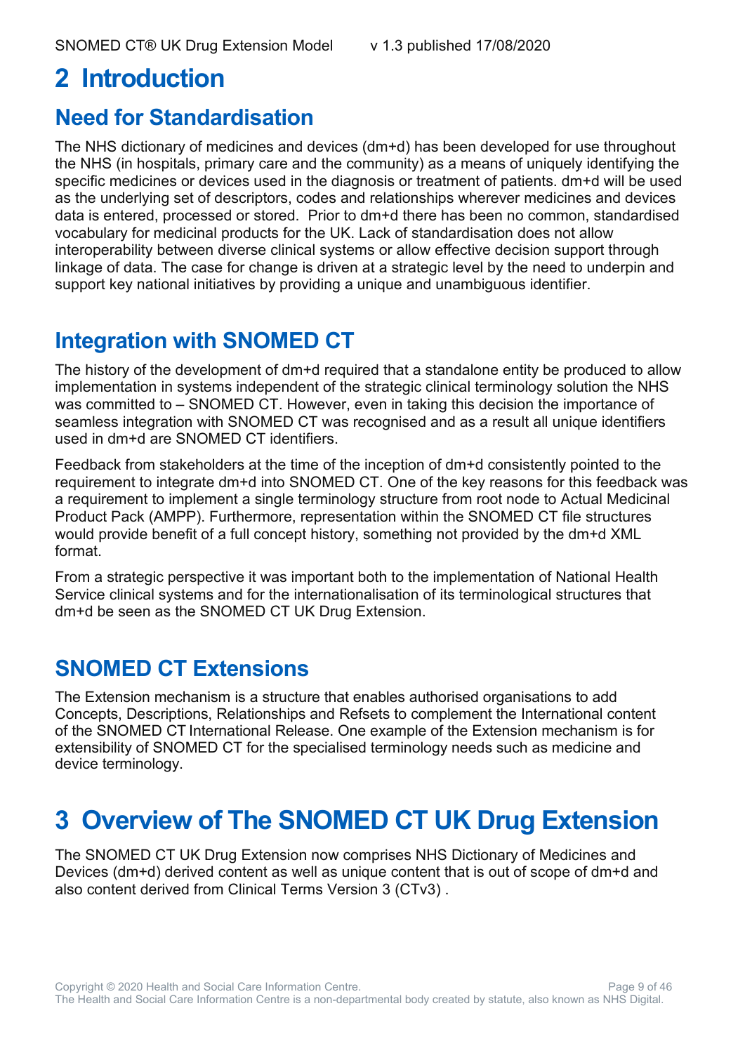# 2 Introduction

## Need for Standardisation

The NHS dictionary of medicines and devices (dm+d) has been developed for use throughout the NHS (in hospitals, primary care and the community) as a means of uniquely identifying the specific medicines or devices used in the diagnosis or treatment of patients. dm+d will be used as the underlying set of descriptors, codes and relationships wherever medicines and devices data is entered, processed or stored. Prior to dm+d there has been no common, standardised vocabulary for medicinal products for the UK. Lack of standardisation does not allow interoperability between diverse clinical systems or allow effective decision support through linkage of data. The case for change is driven at a strategic level by the need to underpin and support key national initiatives by providing a unique and unambiguous identifier.

## Integration with SNOMED CT

The history of the development of dm+d required that a standalone entity be produced to allow implementation in systems independent of the strategic clinical terminology solution the NHS was committed to – SNOMED CT. However, even in taking this decision the importance of seamless integration with SNOMED CT was recognised and as a result all unique identifiers used in dm+d are SNOMED CT identifiers.

Feedback from stakeholders at the time of the inception of dm+d consistently pointed to the requirement to integrate dm+d into SNOMED CT. One of the key reasons for this feedback was a requirement to implement a single terminology structure from root node to Actual Medicinal Product Pack (AMPP). Furthermore, representation within the SNOMED CT file structures would provide benefit of a full concept history, something not provided by the dm+d XML format.

From a strategic perspective it was important both to the implementation of National Health Service clinical systems and for the internationalisation of its terminological structures that dm+d be seen as the SNOMED CT UK Drug Extension.

## SNOMED CT Extensions

The Extension mechanism is a structure that enables authorised organisations to add Concepts, Descriptions, Relationships and Refsets to complement the International content of the SNOMED CT International Release. One example of the Extension mechanism is for extensibility of SNOMED CT for the specialised terminology needs such as medicine and device terminology.

# 3 Overview of The SNOMED CT UK Drug Extension

The SNOMED CT UK Drug Extension now comprises NHS Dictionary of Medicines and Devices (dm+d) derived content as well as unique content that is out of scope of dm+d and also content derived from Clinical Terms Version 3 (CTv3) .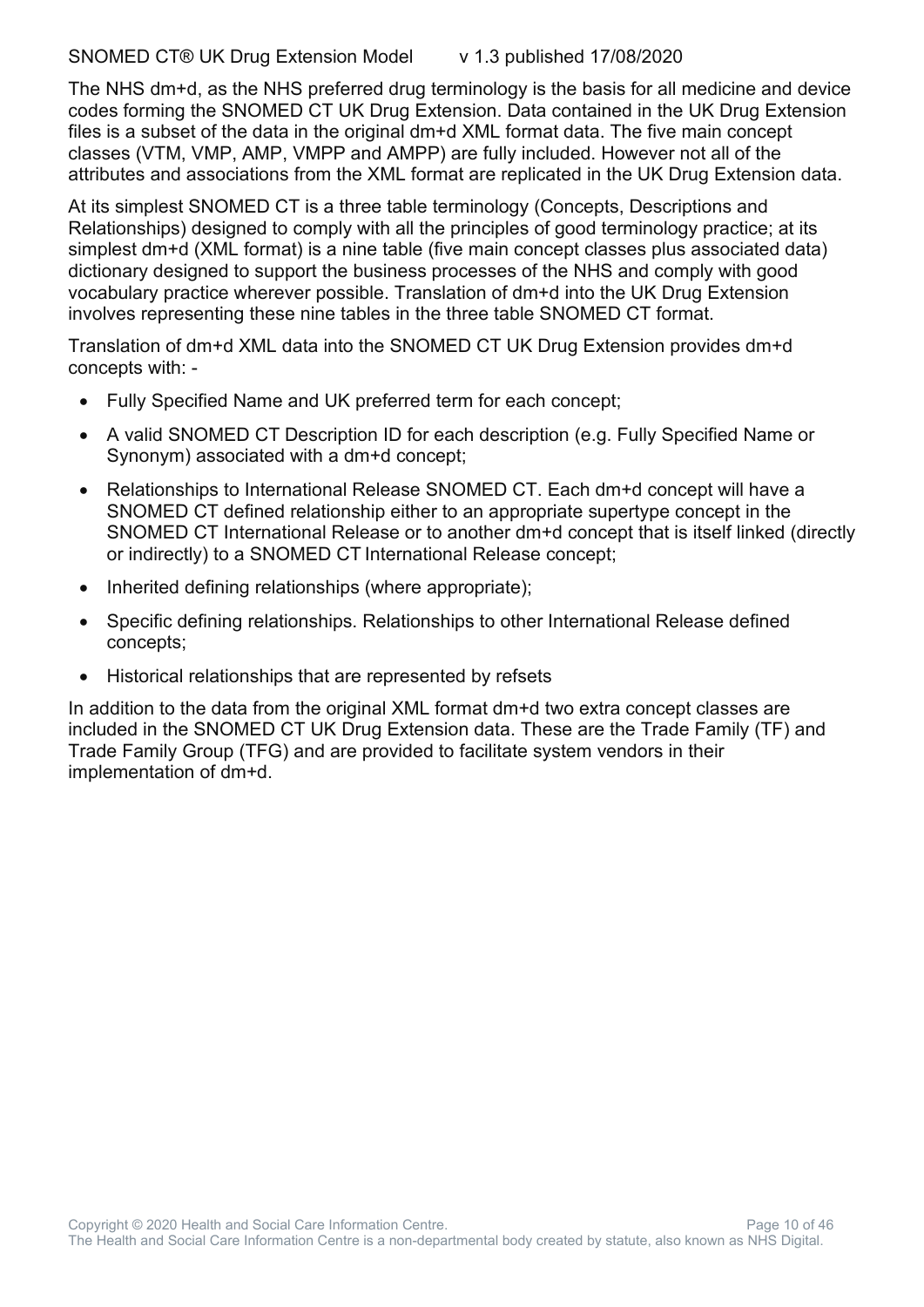The NHS dm+d, as the NHS preferred drug terminology is the basis for all medicine and device codes forming the SNOMED CT UK Drug Extension. Data contained in the UK Drug Extension files is a subset of the data in the original dm+d XML format data. The five main concept classes (VTM, VMP, AMP, VMPP and AMPP) are fully included. However not all of the attributes and associations from the XML format are replicated in the UK Drug Extension data.

At its simplest SNOMED CT is a three table terminology (Concepts, Descriptions and Relationships) designed to comply with all the principles of good terminology practice; at its simplest dm+d (XML format) is a nine table (five main concept classes plus associated data) dictionary designed to support the business processes of the NHS and comply with good vocabulary practice wherever possible. Translation of dm+d into the UK Drug Extension involves representing these nine tables in the three table SNOMED CT format.

Translation of dm+d XML data into the SNOMED CT UK Drug Extension provides dm+d concepts with: -

- Fully Specified Name and UK preferred term for each concept;
- A valid SNOMED CT Description ID for each description (e.g. Fully Specified Name or Synonym) associated with a dm+d concept;
- Relationships to International Release SNOMED CT. Each dm+d concept will have a SNOMED CT defined relationship either to an appropriate supertype concept in the SNOMED CT International Release or to another dm+d concept that is itself linked (directly or indirectly) to a SNOMED CT International Release concept;
- Inherited defining relationships (where appropriate);
- Specific defining relationships. Relationships to other International Release defined concepts;
- Historical relationships that are represented by refsets

In addition to the data from the original XML format dm+d two extra concept classes are included in the SNOMED CT UK Drug Extension data. These are the Trade Family (TF) and Trade Family Group (TFG) and are provided to facilitate system vendors in their implementation of dm+d.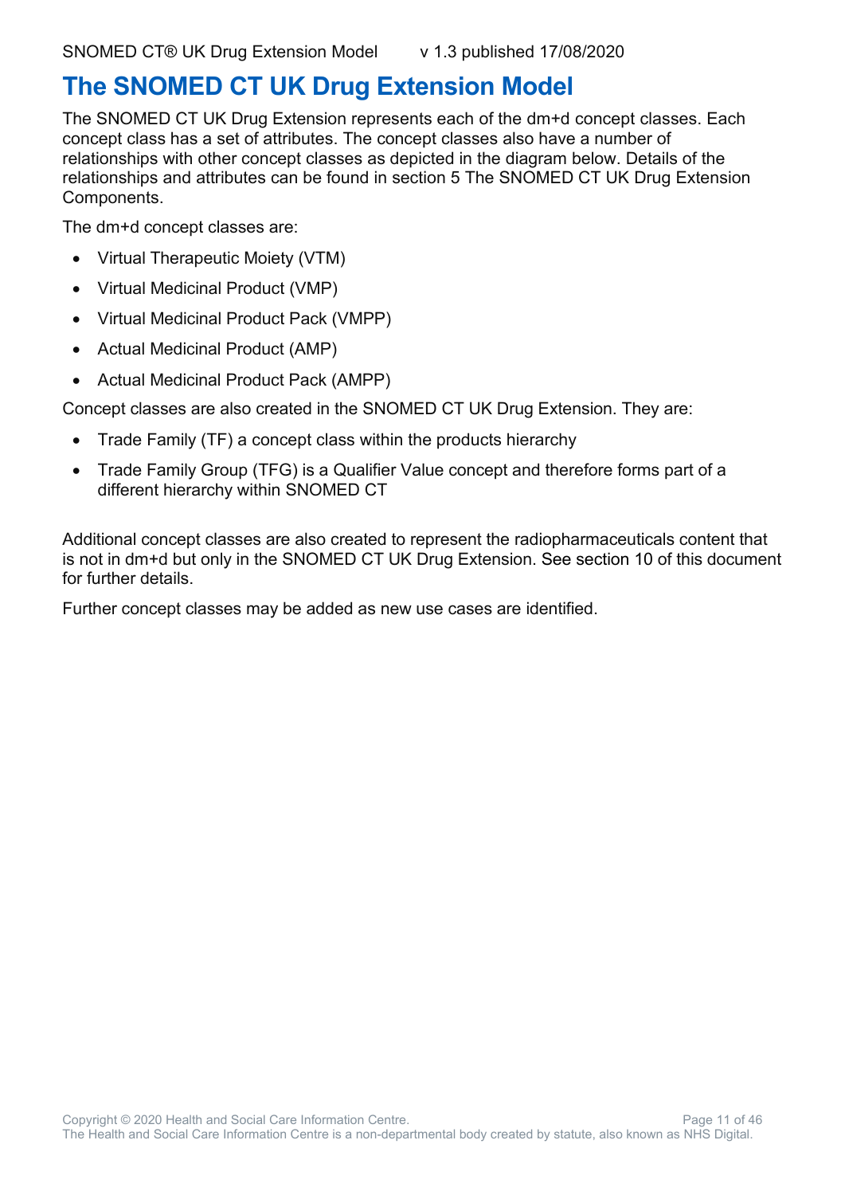# The SNOMED CT UK Drug Extension Model

The SNOMED CT UK Drug Extension represents each of the dm+d concept classes. Each concept class has a set of attributes. The concept classes also have a number of relationships with other concept classes as depicted in the diagram below. Details of the relationships and attributes can be found in section 5 The SNOMED CT UK Drug Extension Components.

The dm+d concept classes are:

- Virtual Therapeutic Moiety (VTM)
- Virtual Medicinal Product (VMP)
- Virtual Medicinal Product Pack (VMPP)
- Actual Medicinal Product (AMP)
- Actual Medicinal Product Pack (AMPP)

Concept classes are also created in the SNOMED CT UK Drug Extension. They are:

- Trade Family (TF) a concept class within the products hierarchy
- Trade Family Group (TFG) is a Qualifier Value concept and therefore forms part of a different hierarchy within SNOMED CT

Additional concept classes are also created to represent the radiopharmaceuticals content that is not in dm+d but only in the SNOMED CT UK Drug Extension. See section 10 of this document for further details.

Further concept classes may be added as new use cases are identified.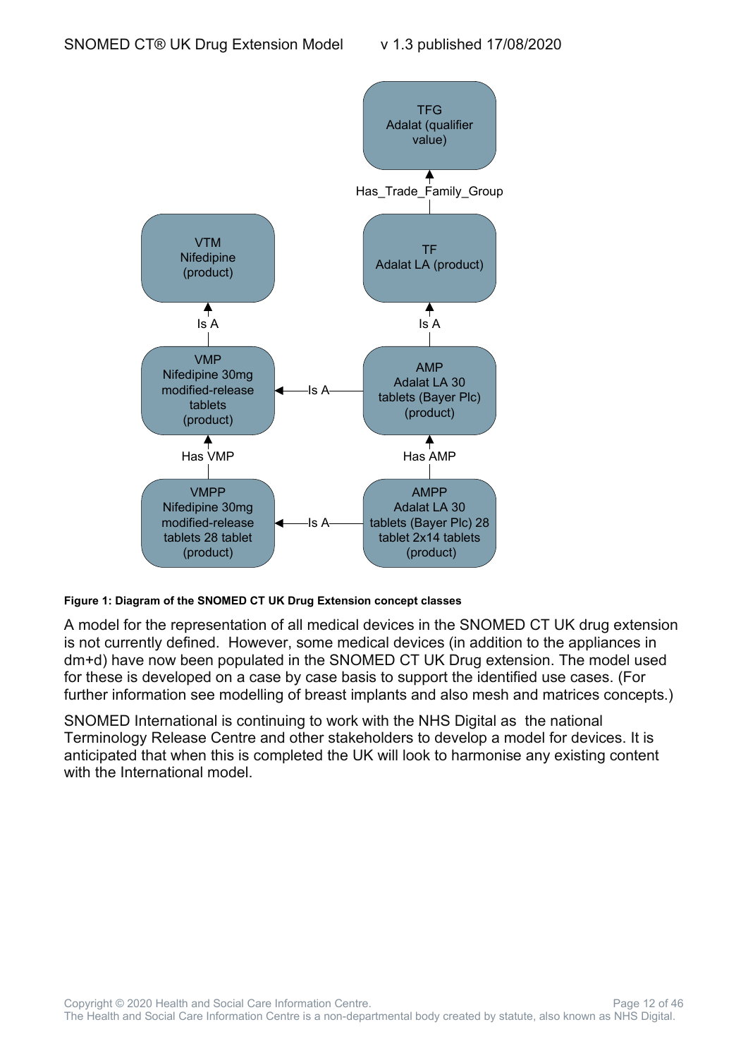TFG
Adalat (qualifier value)

Has_Trade_Family_Group

VTM
Nifedipine (product)

TF
Adalat LA (product)

Is A

Is A

VMP
Nifedipine 30mg modified-release tablets (product)

Is A

AMP
Adalat LA 30 tablets (Bayer Plc) (product)

Has VMP

Has AMP

VMPP
Nifedipine 30mg modified-release tablets 28 tablet (product)

Is A

AMPP
Adalat LA 30 tablets (Bayer Plc) 28 tablet 2x14 tablets (product)

**Figure 1: Diagram of the SNOMED CT UK Drug Extension concept classes**

A model for the representation of all medical devices in the SNOMED CT UK drug extension is not currently defined. However, some medical devices (in addition to the appliances in dm+d) have now been populated in the SNOMED CT UK Drug extension. The model used for these is developed on a case by case basis to support the identified use cases. (For further information see modelling of breast implants and also mesh and matrices concepts.)

SNOMED International is continuing to work with the NHS Digital as the national Terminology Release Centre and other stakeholders to develop a model for devices. It is anticipated that when this is completed the UK will look to harmonise any existing content with the International model.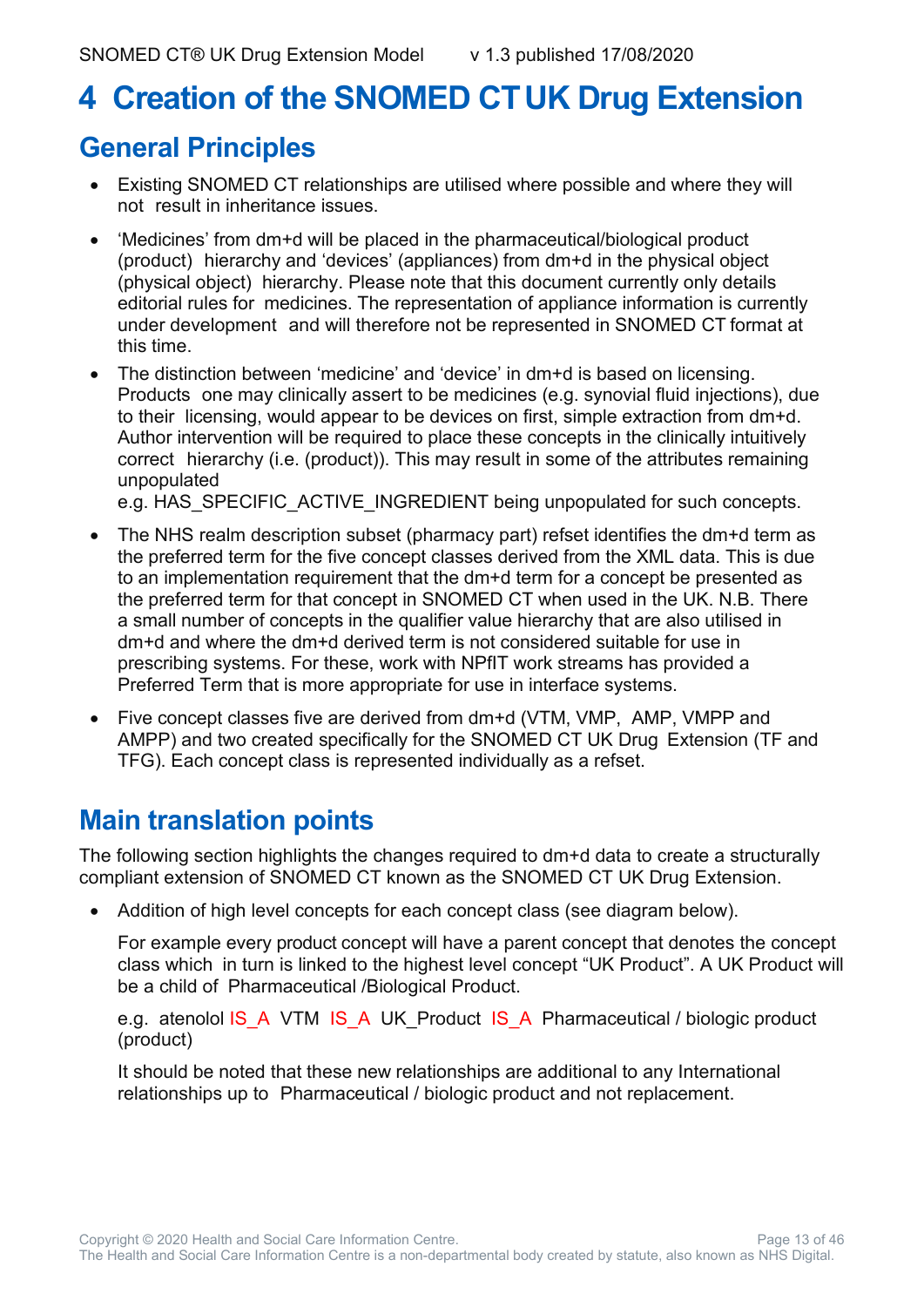# 4 Creation of the SNOMED CT UK Drug Extension

## General Principles

- Existing SNOMED CT relationships are utilised where possible and where they will not result in inheritance issues.
- 'Medicines' from dm+d will be placed in the pharmaceutical/biological product (product) hierarchy and 'devices' (appliances) from dm+d in the physical object (physical object) hierarchy. Please note that this document currently only details editorial rules for medicines. The representation of appliance information is currently under development and will therefore not be represented in SNOMED CT format at this time.
- The distinction between 'medicine' and 'device' in dm+d is based on licensing. Products one may clinically assert to be medicines (e.g. synovial fluid injections), due to their licensing, would appear to be devices on first, simple extraction from dm+d. Author intervention will be required to place these concepts in the clinically intuitively correct hierarchy (i.e. (product)). This may result in some of the attributes remaining unpopulated

  e.g. HAS_SPECIFIC_ACTIVE_INGREDIENT being unpopulated for such concepts.
- The NHS realm description subset (pharmacy part) refset identifies the dm+d term as the preferred term for the five concept classes derived from the XML data. This is due to an implementation requirement that the dm+d term for a concept be presented as the preferred term for that concept in SNOMED CT when used in the UK. N.B. There a small number of concepts in the qualifier value hierarchy that are also utilised in dm+d and where the dm+d derived term is not considered suitable for use in prescribing systems. For these, work with NPfIT work streams has provided a Preferred Term that is more appropriate for use in interface systems.
- Five concept classes five are derived from dm+d (VTM, VMP, AMP, VMPP and AMPP) and two created specifically for the SNOMED CT UK Drug Extension (TF and TFG). Each concept class is represented individually as a refset.

## Main translation points

The following section highlights the changes required to dm+d data to create a structurally compliant extension of SNOMED CT known as the SNOMED CT UK Drug Extension.

- Addition of high level concepts for each concept class (see diagram below).

  For example every product concept will have a parent concept that denotes the concept class which in turn is linked to the highest level concept "UK Product". A UK Product will be a child of Pharmaceutical /Biological Product.

  e.g. atenolol IS_A VTM IS_A UK_Product IS_A Pharmaceutical / biologic product (product)

  It should be noted that these new relationships are additional to any International relationships up to Pharmaceutical / biologic product and not replacement.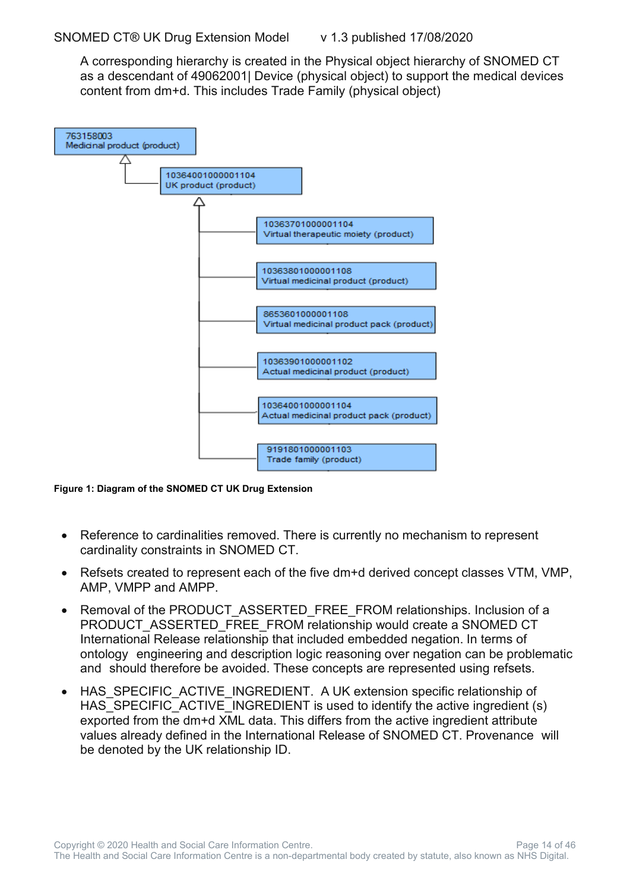A corresponding hierarchy is created in the Physical object hierarchy of SNOMED CT as a descendant of 49062001| Device (physical object) to support the medical devices content from dm+d. This includes Trade Family (physical object)

763158003
Medicinal product (product)

10364001000001104
UK product (product)

10363701000001104
Virtual therapeutic moiety (product)

10363801000001108
Virtual medicinal product (product)

8653601000001108
Virtual medicinal product pack (product)

10363901000001102
Actual medicinal product (product)

10364001000001104
Actual medicinal product pack (product)

9191801000001103
Trade family (product)

**Figure 1: Diagram of the SNOMED CT UK Drug Extension**

- Reference to cardinalities removed. There is currently no mechanism to represent cardinality constraints in SNOMED CT.
- Refsets created to represent each of the five dm+d derived concept classes VTM, VMP, AMP, VMPP and AMPP.
- Removal of the PRODUCT_ASSERTED_FREE_FROM relationships. Inclusion of a PRODUCT_ASSERTED_FREE_FROM relationship would create a SNOMED CT International Release relationship that included embedded negation. In terms of ontology engineering and description logic reasoning over negation can be problematic and should therefore be avoided. These concepts are represented using refsets.
- HAS_SPECIFIC_ACTIVE_INGREDIENT. A UK extension specific relationship of HAS_SPECIFIC_ACTIVE_INGREDIENT is used to identify the active ingredient (s) exported from the dm+d XML data. This differs from the active ingredient attribute values already defined in the International Release of SNOMED CT. Provenance will be denoted by the UK relationship ID.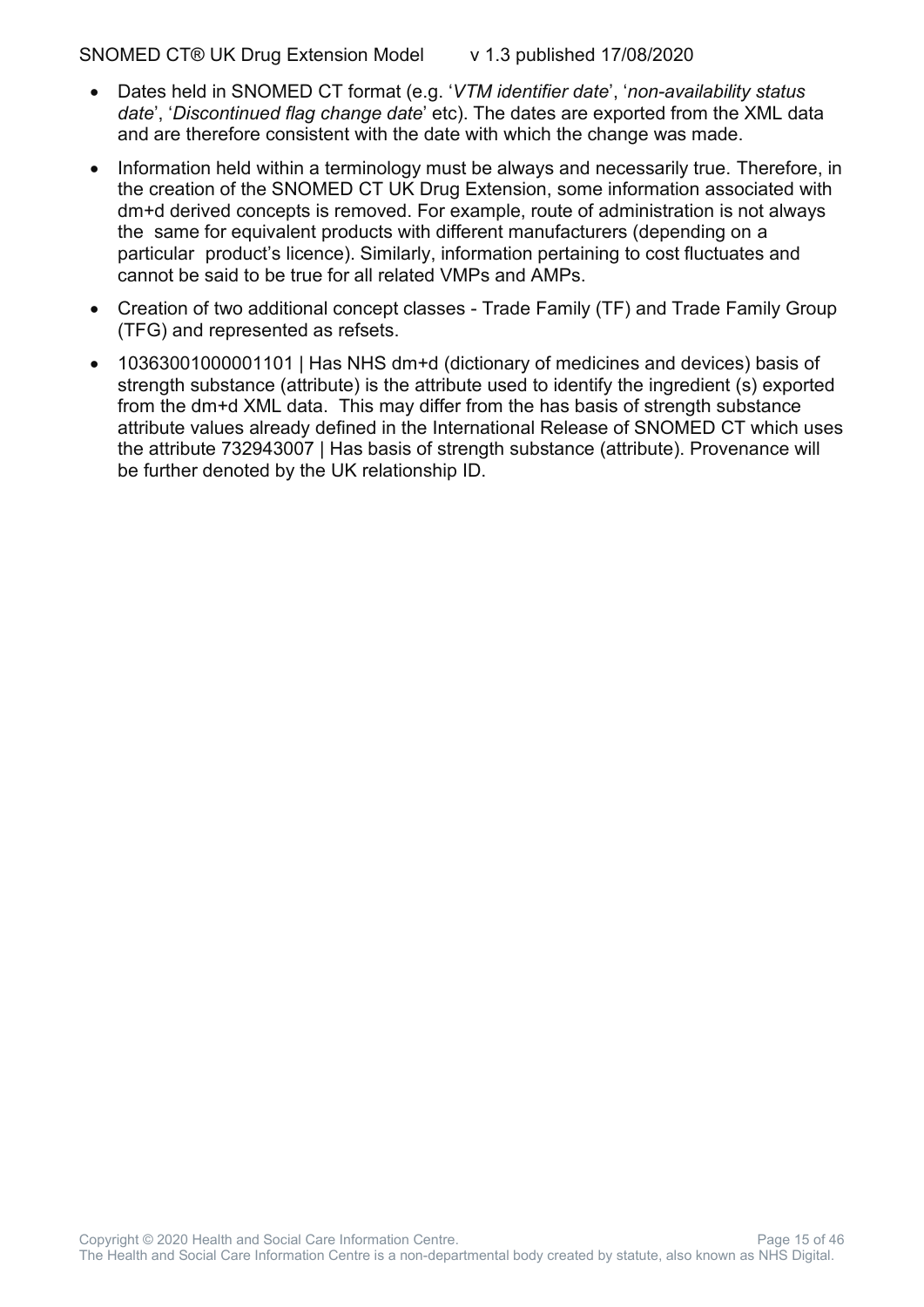- Dates held in SNOMED CT format (e.g. '*VTM identifier date*', '*non-availability status date*', '*Discontinued flag change date*' etc). The dates are exported from the XML data and are therefore consistent with the date with which the change was made.
- Information held within a terminology must be always and necessarily true. Therefore, in the creation of the SNOMED CT UK Drug Extension, some information associated with dm+d derived concepts is removed. For example, route of administration is not always the same for equivalent products with different manufacturers (depending on a particular product's licence). Similarly, information pertaining to cost fluctuates and cannot be said to be true for all related VMPs and AMPs.
- Creation of two additional concept classes - Trade Family (TF) and Trade Family Group (TFG) and represented as refsets.
- 10363001000001101 | Has NHS dm+d (dictionary of medicines and devices) basis of strength substance (attribute) is the attribute used to identify the ingredient (s) exported from the dm+d XML data. This may differ from the has basis of strength substance attribute values already defined in the International Release of SNOMED CT which uses the attribute 732943007 | Has basis of strength substance (attribute). Provenance will be further denoted by the UK relationship ID.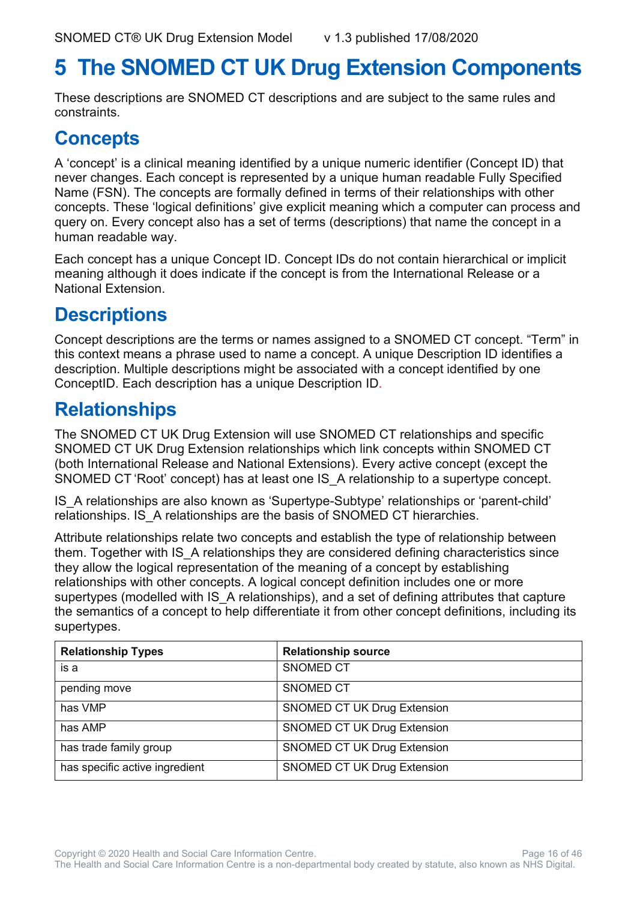# 5 The SNOMED CT UK Drug Extension Components

These descriptions are SNOMED CT descriptions and are subject to the same rules and constraints.

## Concepts

A 'concept' is a clinical meaning identified by a unique numeric identifier (Concept ID) that never changes. Each concept is represented by a unique human readable Fully Specified Name (FSN). The concepts are formally defined in terms of their relationships with other concepts. These 'logical definitions' give explicit meaning which a computer can process and query on. Every concept also has a set of terms (descriptions) that name the concept in a human readable way.

Each concept has a unique Concept ID. Concept IDs do not contain hierarchical or implicit meaning although it does indicate if the concept is from the International Release or a National Extension.

## Descriptions

Concept descriptions are the terms or names assigned to a SNOMED CT concept. "Term" in this context means a phrase used to name a concept. A unique Description ID identifies a description. Multiple descriptions might be associated with a concept identified by one ConceptID. Each description has a unique Description ID.

## Relationships

The SNOMED CT UK Drug Extension will use SNOMED CT relationships and specific SNOMED CT UK Drug Extension relationships which link concepts within SNOMED CT (both International Release and National Extensions). Every active concept (except the SNOMED CT 'Root' concept) has at least one IS_A relationship to a supertype concept.

IS_A relationships are also known as 'Supertype-Subtype' relationships or 'parent-child' relationships. IS_A relationships are the basis of SNOMED CT hierarchies.

Attribute relationships relate two concepts and establish the type of relationship between them. Together with IS_A relationships they are considered defining characteristics since they allow the logical representation of the meaning of a concept by establishing relationships with other concepts. A logical concept definition includes one or more supertypes (modelled with IS_A relationships), and a set of defining attributes that capture the semantics of a concept to help differentiate it from other concept definitions, including its supertypes.

| Relationship Types | Relationship source |
|---|---|
| is a | SNOMED CT |
| pending move | SNOMED CT |
| has VMP | SNOMED CT UK Drug Extension |
| has AMP | SNOMED CT UK Drug Extension |
| has trade family group | SNOMED CT UK Drug Extension |
| has specific active ingredient | SNOMED CT UK Drug Extension |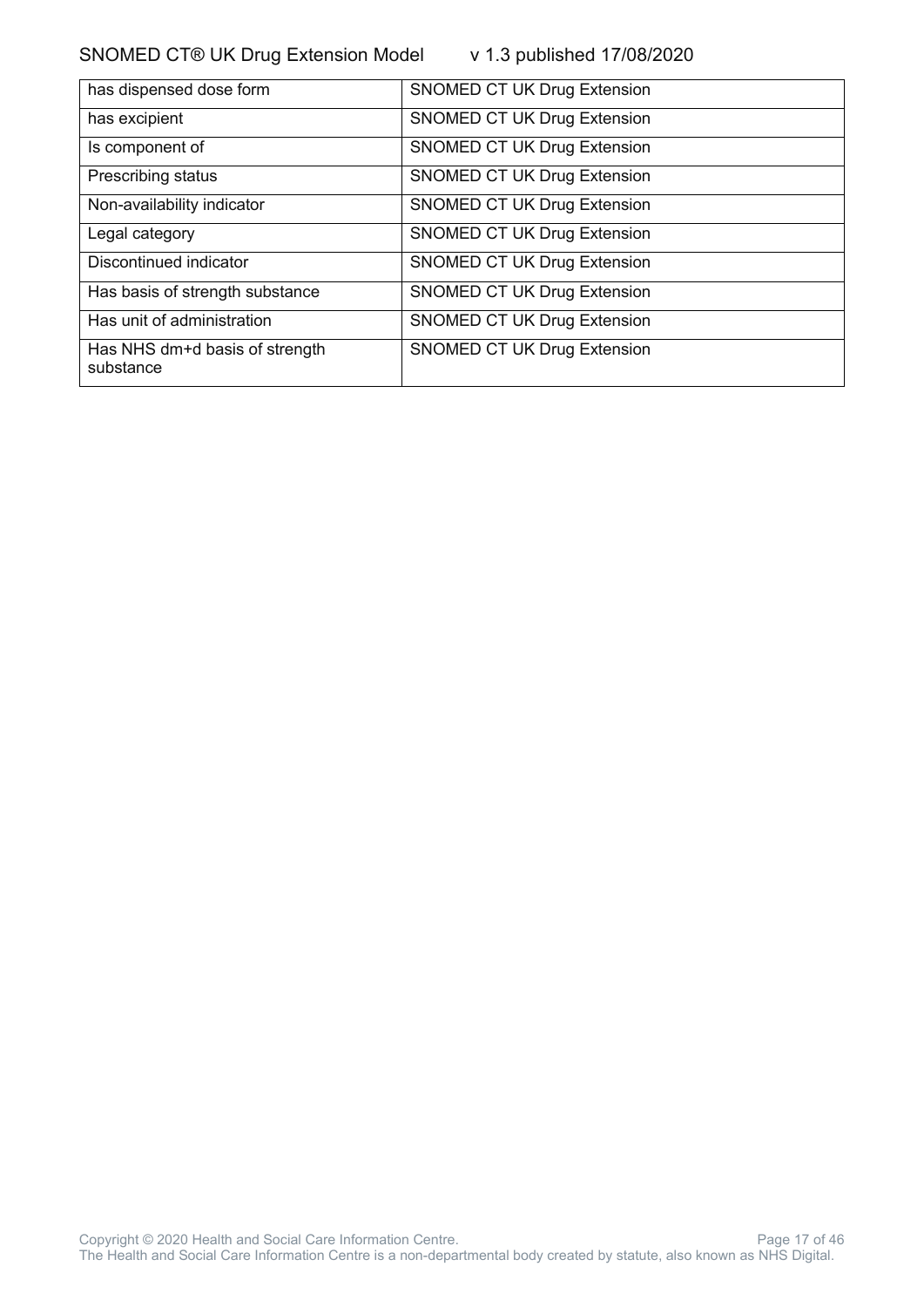| has dispensed dose form | SNOMED CT UK Drug Extension |
|---|---|
| has excipient | SNOMED CT UK Drug Extension |
| Is component of | SNOMED CT UK Drug Extension |
| Prescribing status | SNOMED CT UK Drug Extension |
| Non-availability indicator | SNOMED CT UK Drug Extension |
| Legal category | SNOMED CT UK Drug Extension |
| Discontinued indicator | SNOMED CT UK Drug Extension |
| Has basis of strength substance | SNOMED CT UK Drug Extension |
| Has unit of administration | SNOMED CT UK Drug Extension |
| Has NHS dm+d basis of strength substance | SNOMED CT UK Drug Extension |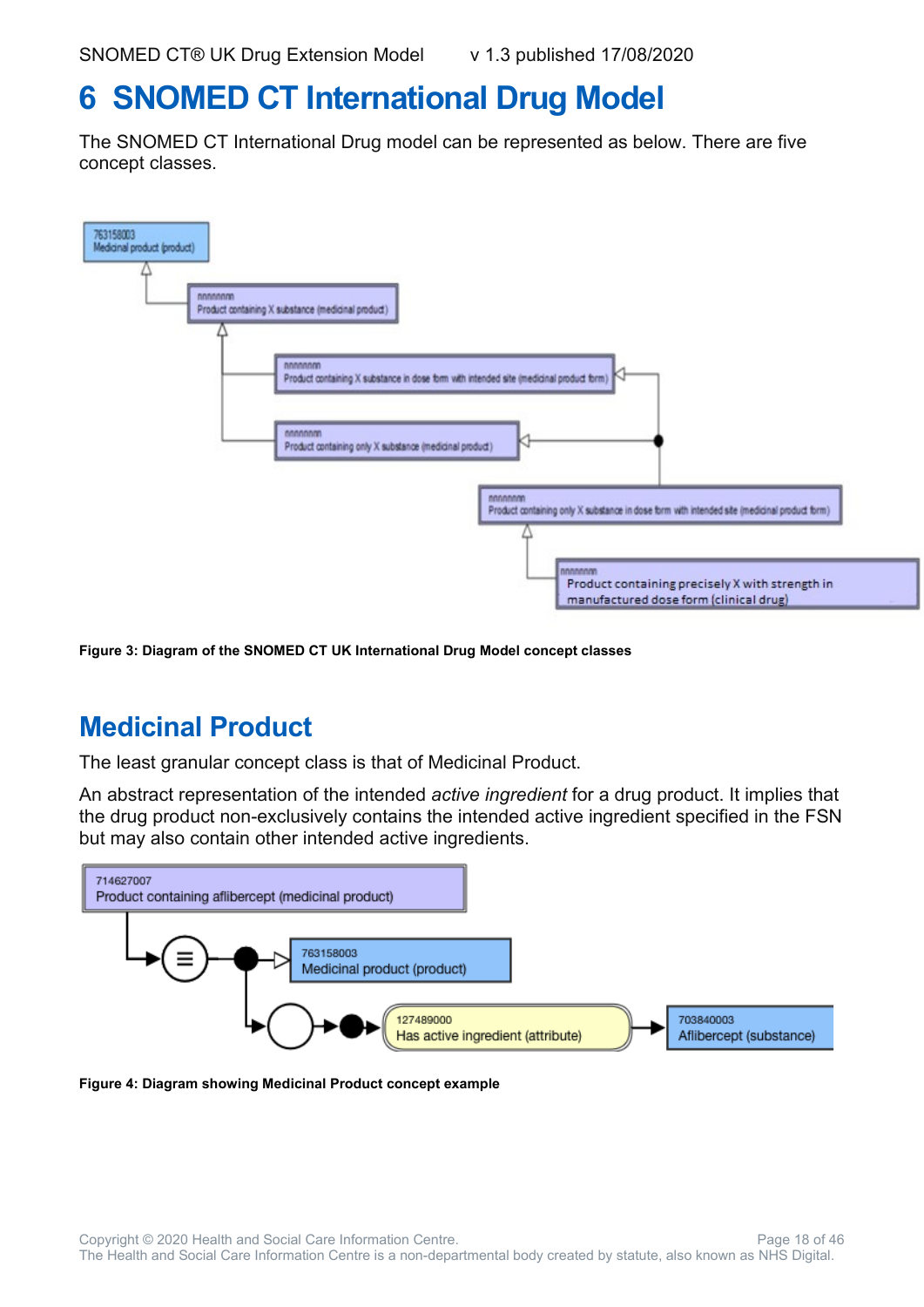# 6 SNOMED CT International Drug Model

The SNOMED CT International Drug model can be represented as below. There are five concept classes.

**Figure 3: Diagram of the SNOMED CT UK International Drug Model concept classes**

## Medicinal Product

The least granular concept class is that of Medicinal Product.

An abstract representation of the intended *active ingredient* for a drug product. It implies that the drug product non-exclusively contains the intended active ingredient specified in the FSN but may also contain other intended active ingredients.

**Figure 4: Diagram showing Medicinal Product concept example**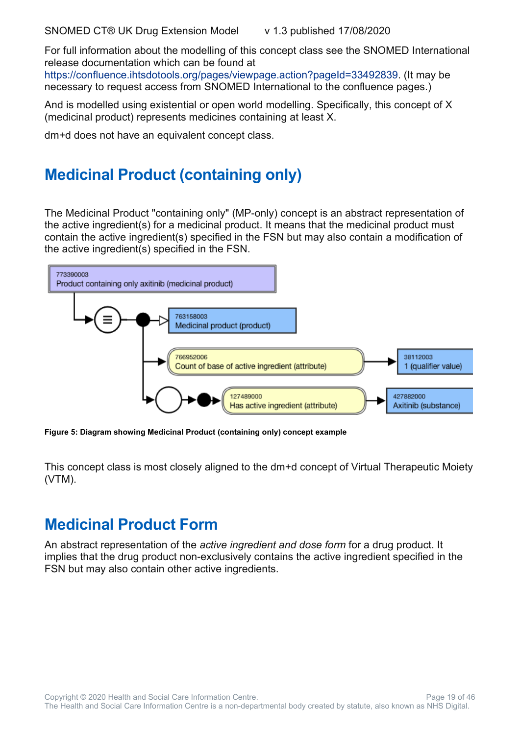For full information about the modelling of this concept class see the SNOMED International release documentation which can be found at https://confluence.ihtsdotools.org/pages/viewpage.action?pageId=33492839. (It may be necessary to request access from SNOMED International to the confluence pages.)

And is modelled using existential or open world modelling. Specifically, this concept of X (medicinal product) represents medicines containing at least X.

dm+d does not have an equivalent concept class.

## Medicinal Product (containing only)

The Medicinal Product "containing only" (MP-only) concept is an abstract representation of the active ingredient(s) for a medicinal product. It means that the medicinal product must contain the active ingredient(s) specified in the FSN but may also contain a modification of the active ingredient(s) specified in the FSN.

**Figure 5: Diagram showing Medicinal Product (containing only) concept example**

This concept class is most closely aligned to the dm+d concept of Virtual Therapeutic Moiety (VTM).

## Medicinal Product Form

An abstract representation of the *active ingredient and dose form* for a drug product. It implies that the drug product non-exclusively contains the active ingredient specified in the FSN but may also contain other active ingredients.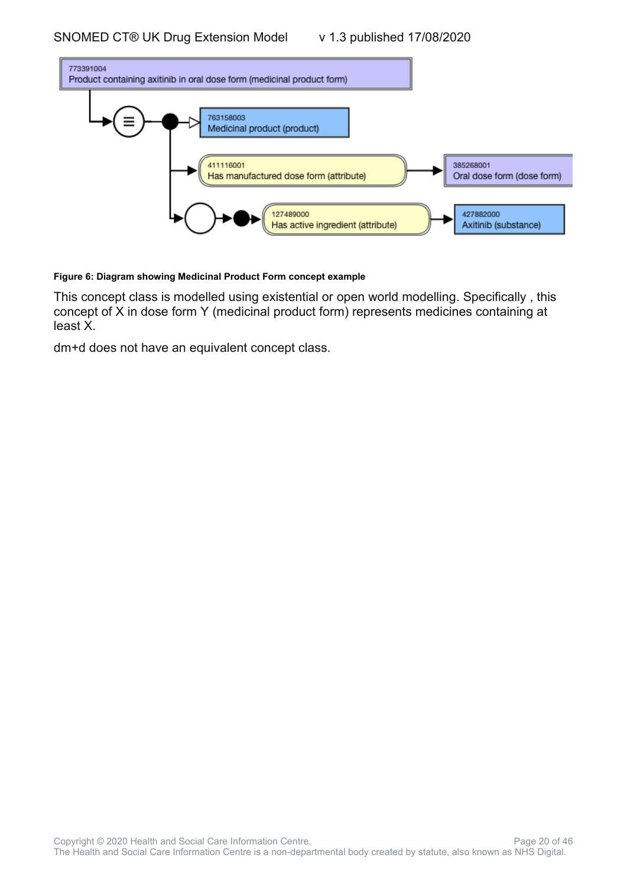773391004
Product containing axitinib in oral dose form (medicinal product form)

763158003
Medicinal product (product)

411116001
Has manufactured dose form (attribute)

385268001
Oral dose form (dose form)

127489000
Has active ingredient (attribute)

427882000
Axitinib (substance)

**Figure 6: Diagram showing Medicinal Product Form concept example**

This concept class is modelled using existential or open world modelling. Specifically , this concept of X in dose form Y (medicinal product form) represents medicines containing at least X.

dm+d does not have an equivalent concept class.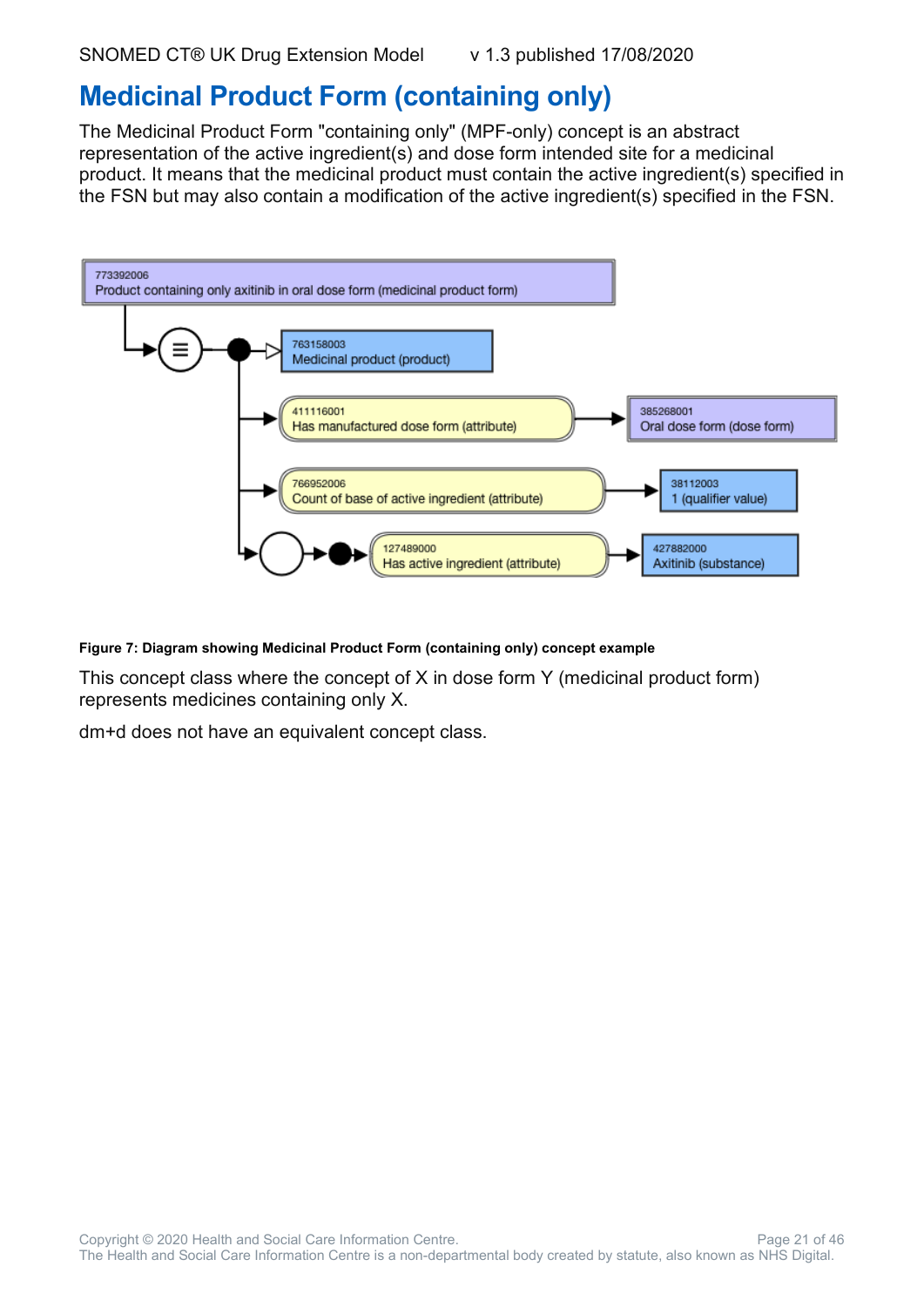# Medicinal Product Form (containing only)

The Medicinal Product Form "containing only" (MPF-only) concept is an abstract representation of the active ingredient(s) and dose form intended site for a medicinal product. It means that the medicinal product must contain the active ingredient(s) specified in the FSN but may also contain a modification of the active ingredient(s) specified in the FSN.

773392006
Product containing only axitinib in oral dose form (medicinal product form)

763158003
Medicinal product (product)

411116001
Has manufactured dose form (attribute)

385268001
Oral dose form (dose form)

766952006
Count of base of active ingredient (attribute)

38112003
1 (qualifier value)

127489000
Has active ingredient (attribute)

427882000
Axitinib (substance)

**Figure 7: Diagram showing Medicinal Product Form (containing only) concept example**

This concept class where the concept of X in dose form Y (medicinal product form) represents medicines containing only X.

dm+d does not have an equivalent concept class.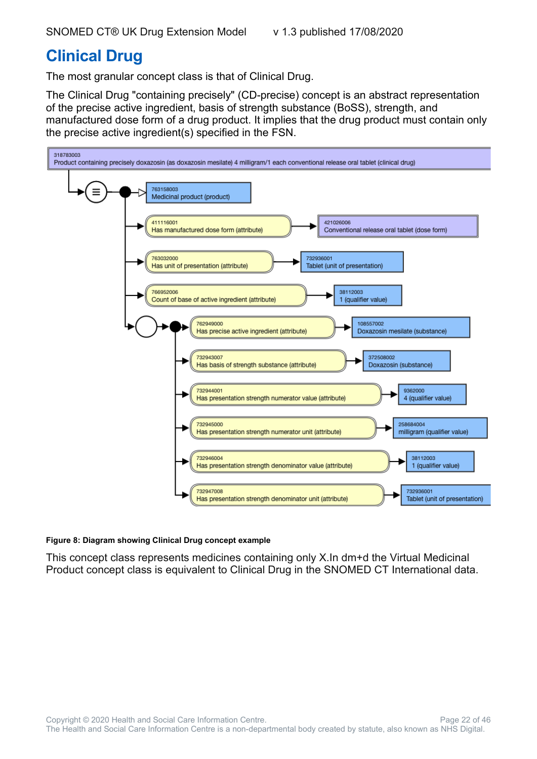# Clinical Drug

The most granular concept class is that of Clinical Drug.

The Clinical Drug "containing precisely" (CD-precise) concept is an abstract representation of the precise active ingredient, basis of strength substance (BoSS), strength, and manufactured dose form of a drug product. It implies that the drug product must contain only the precise active ingredient(s) specified in the FSN.

318783003
Product containing precisely doxazosin (as doxazosin mesilate) 4 milligram/1 each conventional release oral tablet (clinical drug)

763158003
Medicinal product (product)

411116001
Has manufactured dose form (attribute)

421026006
Conventional release oral tablet (dose form)

763032000
Has unit of presentation (attribute)

732936001
Tablet (unit of presentation)

766952006
Count of base of active ingredient (attribute)

38112003
1 (qualifier value)

762949000
Has precise active ingredient (attribute)

108557002
Doxazosin mesilate (substance)

732943007
Has basis of strength substance (attribute)

372508002
Doxazosin (substance)

732944001
Has presentation strength numerator value (attribute)

9362000
4 (qualifier value)

732945000
Has presentation strength numerator unit (attribute)

258684004
milligram (qualifier value)

732946004
Has presentation strength denominator value (attribute)

38112003
1 (qualifier value)

732947008
Has presentation strength denominator unit (attribute)

732936001
Tablet (unit of presentation)

**Figure 8: Diagram showing Clinical Drug concept example**

This concept class represents medicines containing only X.In dm+d the Virtual Medicinal Product concept class is equivalent to Clinical Drug in the SNOMED CT International data.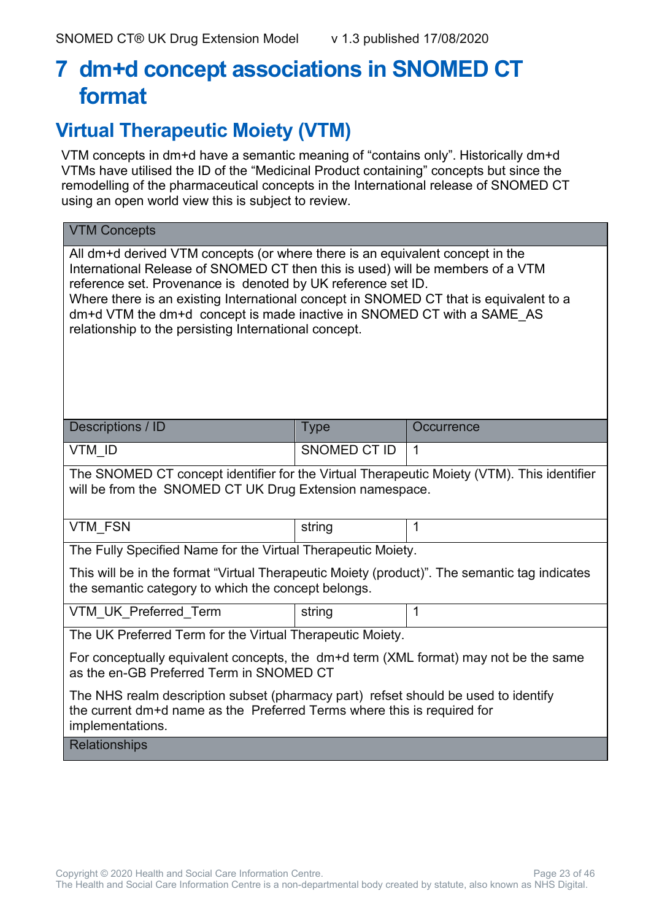# 7 dm+d concept associations in SNOMED CT format

## Virtual Therapeutic Moiety (VTM)

VTM concepts in dm+d have a semantic meaning of “contains only”. Historically dm+d VTMs have utilised the ID of the “Medicinal Product containing” concepts but since the remodelling of the pharmaceutical concepts in the International release of SNOMED CT using an open world view this is subject to review.

| VTM Concepts | | |
|---|---|---|
| All dm+d derived VTM concepts (or where there is an equivalent concept in the International Release of SNOMED CT then this is used) will be members of a VTM reference set. Provenance is denoted by UK reference set ID.<br>Where there is an existing International concept in SNOMED CT that is equivalent to a dm+d VTM the dm+d concept is made inactive in SNOMED CT with a SAME_AS relationship to the persisting International concept. | | |
| **Descriptions / ID** | **Type** | **Occurrence** |
| VTM_ID | SNOMED CT ID | 1 |
| The SNOMED CT concept identifier for the Virtual Therapeutic Moiety (VTM). This identifier will be from the SNOMED CT UK Drug Extension namespace. | | |
| VTM_FSN | string | 1 |
| The Fully Specified Name for the Virtual Therapeutic Moiety.<br>This will be in the format “Virtual Therapeutic Moiety (product)”. The semantic tag indicates the semantic category to which the concept belongs. | | |
| VTM_UK_Preferred_Term | string | 1 |
| The UK Preferred Term for the Virtual Therapeutic Moiety.<br>For conceptually equivalent concepts, the dm+d term (XML format) may not be the same as the en-GB Preferred Term in SNOMED CT<br>The NHS realm description subset (pharmacy part) refset should be used to identify the current dm+d name as the Preferred Terms where this is required for implementations. | | |
| **Relationships** | | |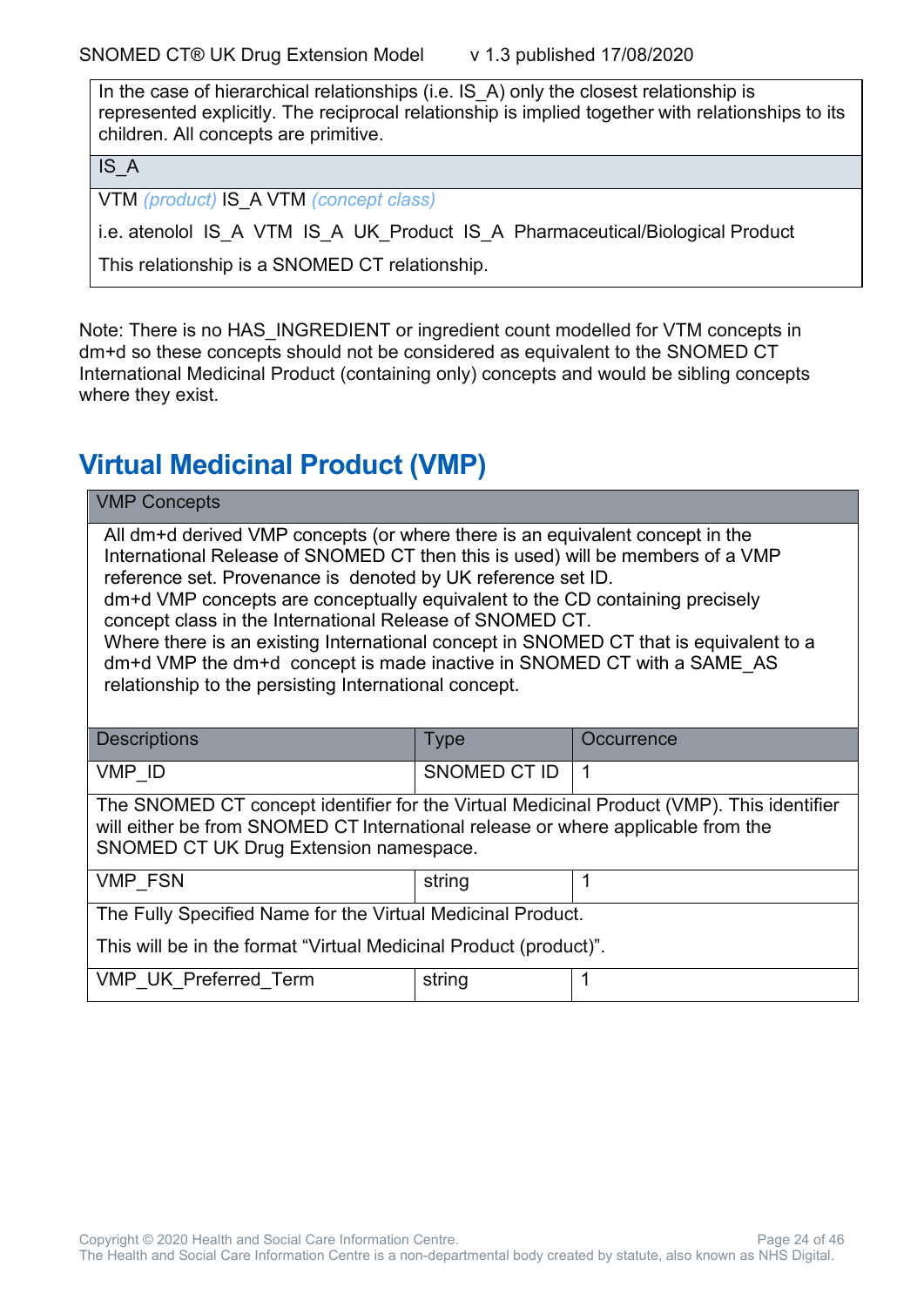| In the case of hierarchical relationships (i.e. IS_A) only the closest relationship is represented explicitly. The reciprocal relationship is implied together with relationships to its children. All concepts are primitive. |
|---|
| IS_A |
| VTM *(product)* IS_A VTM *(concept class)*<br><br>i.e. atenolol IS_A VTM IS_A UK_Product IS_A Pharmaceutical/Biological Product<br><br>This relationship is a SNOMED CT relationship. |

Note: There is no HAS_INGREDIENT or ingredient count modelled for VTM concepts in dm+d so these concepts should not be considered as equivalent to the SNOMED CT International Medicinal Product (containing only) concepts and would be sibling concepts where they exist.

## Virtual Medicinal Product (VMP)

| VMP Concepts | | |
|---|---|---|
| All dm+d derived VMP concepts (or where there is an equivalent concept in the International Release of SNOMED CT then this is used) will be members of a VMP reference set. Provenance is denoted by UK reference set ID.<br>dm+d VMP concepts are conceptually equivalent to the CD containing precisely concept class in the International Release of SNOMED CT.<br>Where there is an existing International concept in SNOMED CT that is equivalent to a dm+d VMP the dm+d concept is made inactive in SNOMED CT with a SAME_AS relationship to the persisting International concept. | | |
| **Descriptions** | **Type** | **Occurrence** |
| VMP_ID | SNOMED CT ID | 1 |
| The SNOMED CT concept identifier for the Virtual Medicinal Product (VMP). This identifier will either be from SNOMED CT International release or where applicable from the SNOMED CT UK Drug Extension namespace. | | |
| VMP_FSN | string | 1 |
| The Fully Specified Name for the Virtual Medicinal Product.<br><br>This will be in the format "Virtual Medicinal Product (product)". | | |
| VMP_UK_Preferred_Term | string | 1 |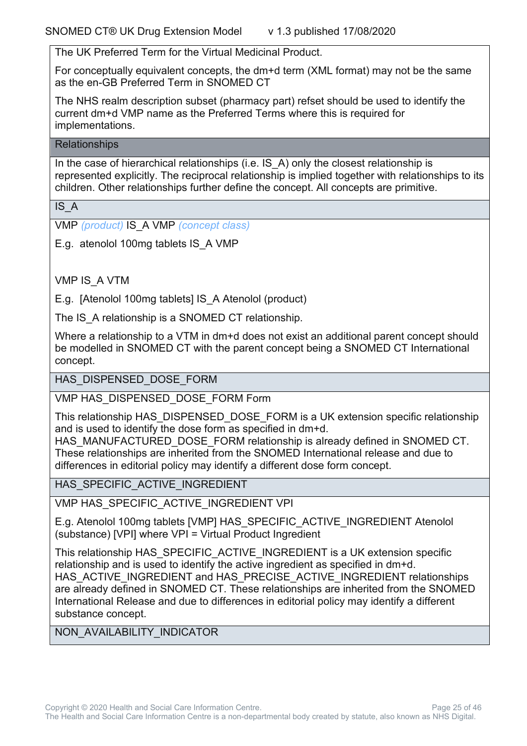The UK Preferred Term for the Virtual Medicinal Product.

For conceptually equivalent concepts, the dm+d term (XML format) may not be the same as the en-GB Preferred Term in SNOMED CT

The NHS realm description subset (pharmacy part) refset should be used to identify the current dm+d VMP name as the Preferred Terms where this is required for implementations.

## Relationships

In the case of hierarchical relationships (i.e. IS_A) only the closest relationship is represented explicitly. The reciprocal relationship is implied together with relationships to its children. Other relationships further define the concept. All concepts are primitive.

### IS_A

VMP *(product)* IS_A VMP *(concept class)*

E.g. atenolol 100mg tablets IS_A VMP

VMP IS_A VTM

E.g. [Atenolol 100mg tablets] IS_A Atenolol (product)

The IS_A relationship is a SNOMED CT relationship.

Where a relationship to a VTM in dm+d does not exist an additional parent concept should be modelled in SNOMED CT with the parent concept being a SNOMED CT International concept.

### HAS_DISPENSED_DOSE_FORM

VMP HAS_DISPENSED_DOSE_FORM Form

This relationship HAS_DISPENSED_DOSE_FORM is a UK extension specific relationship and is used to identify the dose form as specified in dm+d. HAS_MANUFACTURED_DOSE_FORM relationship is already defined in SNOMED CT. These relationships are inherited from the SNOMED International release and due to differences in editorial policy may identify a different dose form concept.

### HAS_SPECIFIC_ACTIVE_INGREDIENT

VMP HAS_SPECIFIC_ACTIVE_INGREDIENT VPI

E.g. Atenolol 100mg tablets [VMP] HAS_SPECIFIC_ACTIVE_INGREDIENT Atenolol (substance) [VPI] where VPI = Virtual Product Ingredient

This relationship HAS_SPECIFIC_ACTIVE_INGREDIENT is a UK extension specific relationship and is used to identify the active ingredient as specified in dm+d. HAS_ACTIVE_INGREDIENT and HAS_PRECISE_ACTIVE_INGREDIENT relationships are already defined in SNOMED CT. These relationships are inherited from the SNOMED International Release and due to differences in editorial policy may identify a different substance concept.

### NON_AVAILABILITY_INDICATOR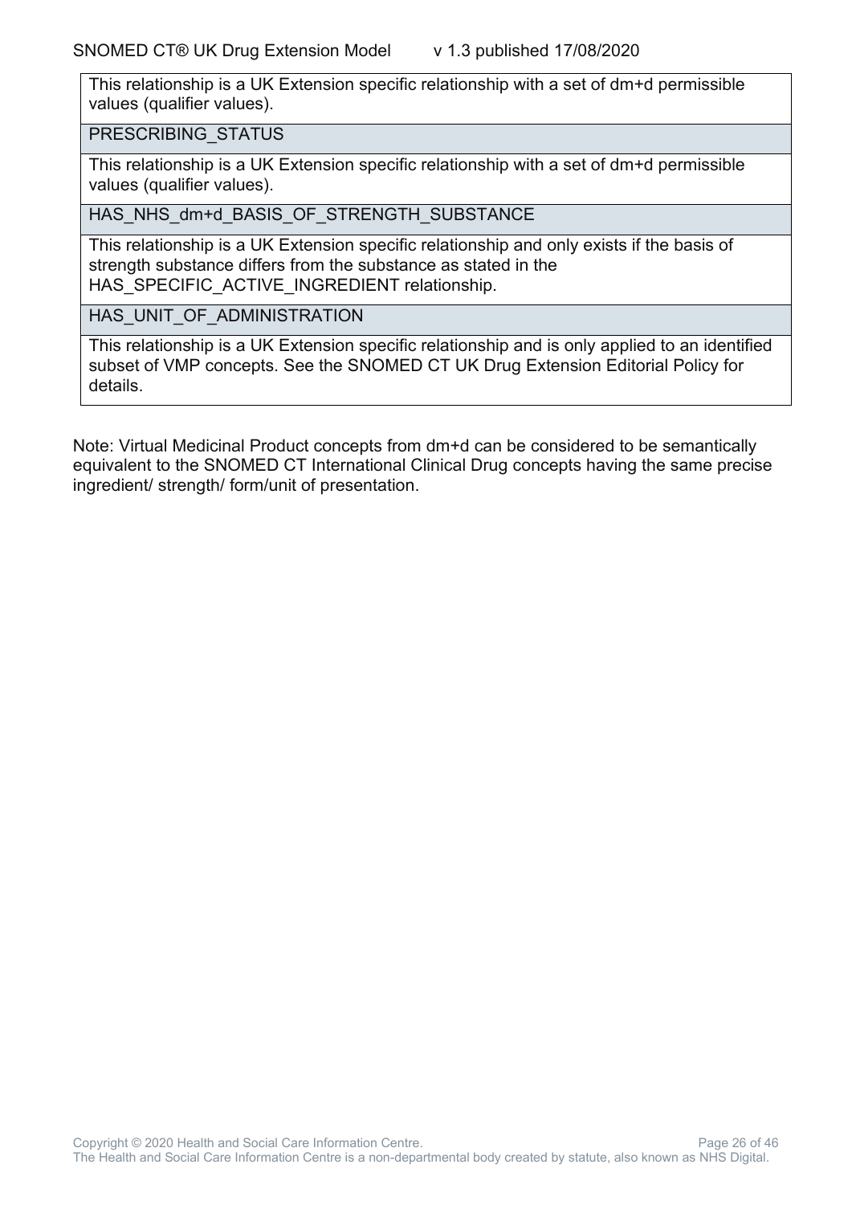| |
|---|
| This relationship is a UK Extension specific relationship with a set of dm+d permissible values (qualifier values). |
| PRESCRIBING_STATUS |
| This relationship is a UK Extension specific relationship with a set of dm+d permissible values (qualifier values). |
| HAS_NHS_dm+d_BASIS_OF_STRENGTH_SUBSTANCE |
| This relationship is a UK Extension specific relationship and only exists if the basis of strength substance differs from the substance as stated in the HAS_SPECIFIC_ACTIVE_INGREDIENT relationship. |
| HAS_UNIT_OF_ADMINISTRATION |
| This relationship is a UK Extension specific relationship and is only applied to an identified subset of VMP concepts. See the SNOMED CT UK Drug Extension Editorial Policy for details. |

Note: Virtual Medicinal Product concepts from dm+d can be considered to be semantically equivalent to the SNOMED CT International Clinical Drug concepts having the same precise ingredient/ strength/ form/unit of presentation.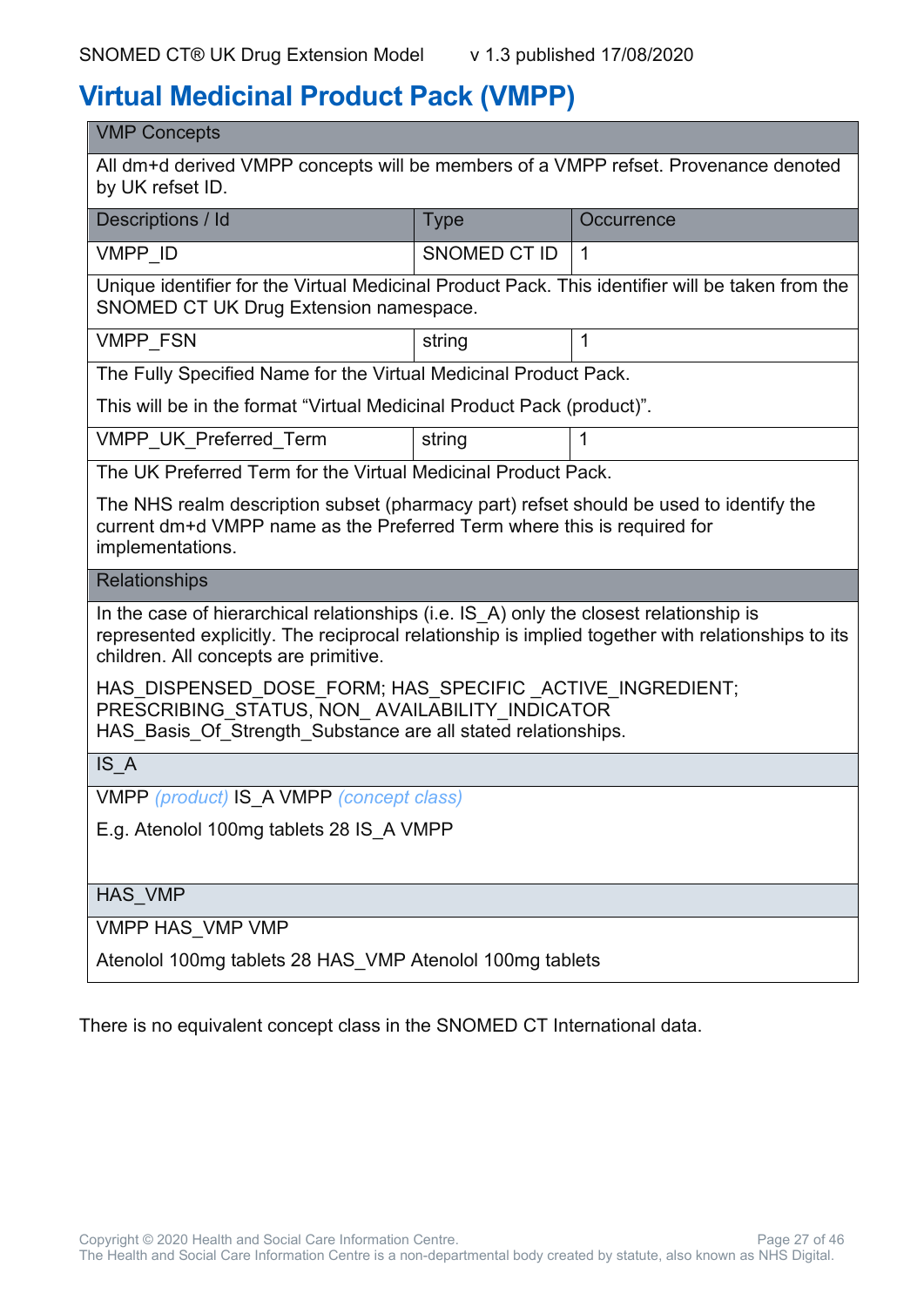# Virtual Medicinal Product Pack (VMPP)

| VMP Concepts | | |
|---|---|---|
| All dm+d derived VMPP concepts will be members of a VMPP refset. Provenance denoted by UK refset ID. | | |
| **Descriptions / Id** | **Type** | **Occurrence** |
| VMPP_ID | SNOMED CT ID | 1 |
| Unique identifier for the Virtual Medicinal Product Pack. This identifier will be taken from the SNOMED CT UK Drug Extension namespace. | | |
| VMPP_FSN | string | 1 |
| The Fully Specified Name for the Virtual Medicinal Product Pack. This will be in the format “Virtual Medicinal Product Pack (product)”. | | |
| VMPP_UK_Preferred_Term | string | 1 |
| The UK Preferred Term for the Virtual Medicinal Product Pack. The NHS realm description subset (pharmacy part) refset should be used to identify the current dm+d VMPP name as the Preferred Term where this is required for implementations. | | |
| **Relationships** | | |
| In the case of hierarchical relationships (i.e. IS_A) only the closest relationship is represented explicitly. The reciprocal relationship is implied together with relationships to its children. All concepts are primitive. HAS_DISPENSED_DOSE_FORM; HAS_SPECIFIC _ACTIVE_INGREDIENT; PRESCRIBING_STATUS, NON_ AVAILABILITY_INDICATOR HAS_Basis_Of_Strength_Substance are all stated relationships. | | |
| **IS_A** | | |
| VMPP *(product)* IS_A VMPP *(concept class)* E.g. Atenolol 100mg tablets 28 IS_A VMPP | | |
| **HAS_VMP** | | |
| VMPP HAS_VMP VMP Atenolol 100mg tablets 28 HAS_VMP Atenolol 100mg tablets | | |

There is no equivalent concept class in the SNOMED CT International data.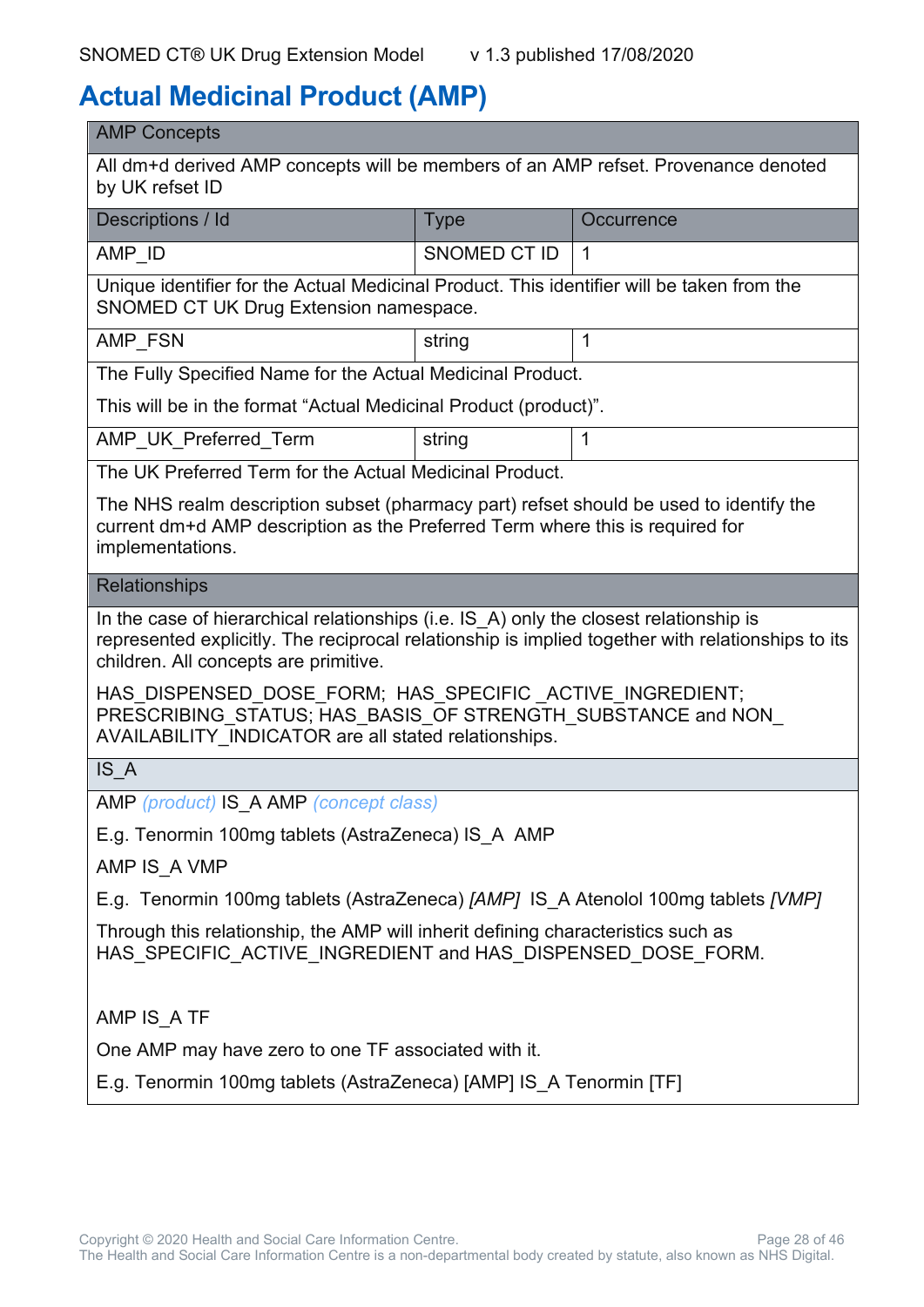# Actual Medicinal Product (AMP)

| AMP Concepts | | |
|---|---|---|
| All dm+d derived AMP concepts will be members of an AMP refset. Provenance denoted by UK refset ID | | |
| **Descriptions / Id** | **Type** | **Occurrence** |
| AMP_ID | SNOMED CT ID | 1 |
| Unique identifier for the Actual Medicinal Product. This identifier will be taken from the SNOMED CT UK Drug Extension namespace. | | |
| AMP_FSN | string | 1 |
| The Fully Specified Name for the Actual Medicinal Product. This will be in the format "Actual Medicinal Product (product)". | | |
| AMP_UK_Preferred_Term | string | 1 |
| The UK Preferred Term for the Actual Medicinal Product. The NHS realm description subset (pharmacy part) refset should be used to identify the current dm+d AMP description as the Preferred Term where this is required for implementations. | | |

**Relationships**

In the case of hierarchical relationships (i.e. IS_A) only the closest relationship is represented explicitly. The reciprocal relationship is implied together with relationships to its children. All concepts are primitive.

HAS_DISPENSED_DOSE_FORM; HAS_SPECIFIC _ACTIVE_INGREDIENT; PRESCRIBING_STATUS; HAS_BASIS_OF STRENGTH_SUBSTANCE and NON_ AVAILABILITY_INDICATOR are all stated relationships.

**IS_A**

AMP *(product)* IS_A AMP *(concept class)*

E.g. Tenormin 100mg tablets (AstraZeneca) IS_A AMP

AMP IS_A VMP

E.g. Tenormin 100mg tablets (AstraZeneca) *[AMP]* IS_A Atenolol 100mg tablets *[VMP]*

Through this relationship, the AMP will inherit defining characteristics such as HAS_SPECIFIC_ACTIVE_INGREDIENT and HAS_DISPENSED_DOSE_FORM.

AMP IS_A TF

One AMP may have zero to one TF associated with it.

E.g. Tenormin 100mg tablets (AstraZeneca) [AMP] IS_A Tenormin [TF]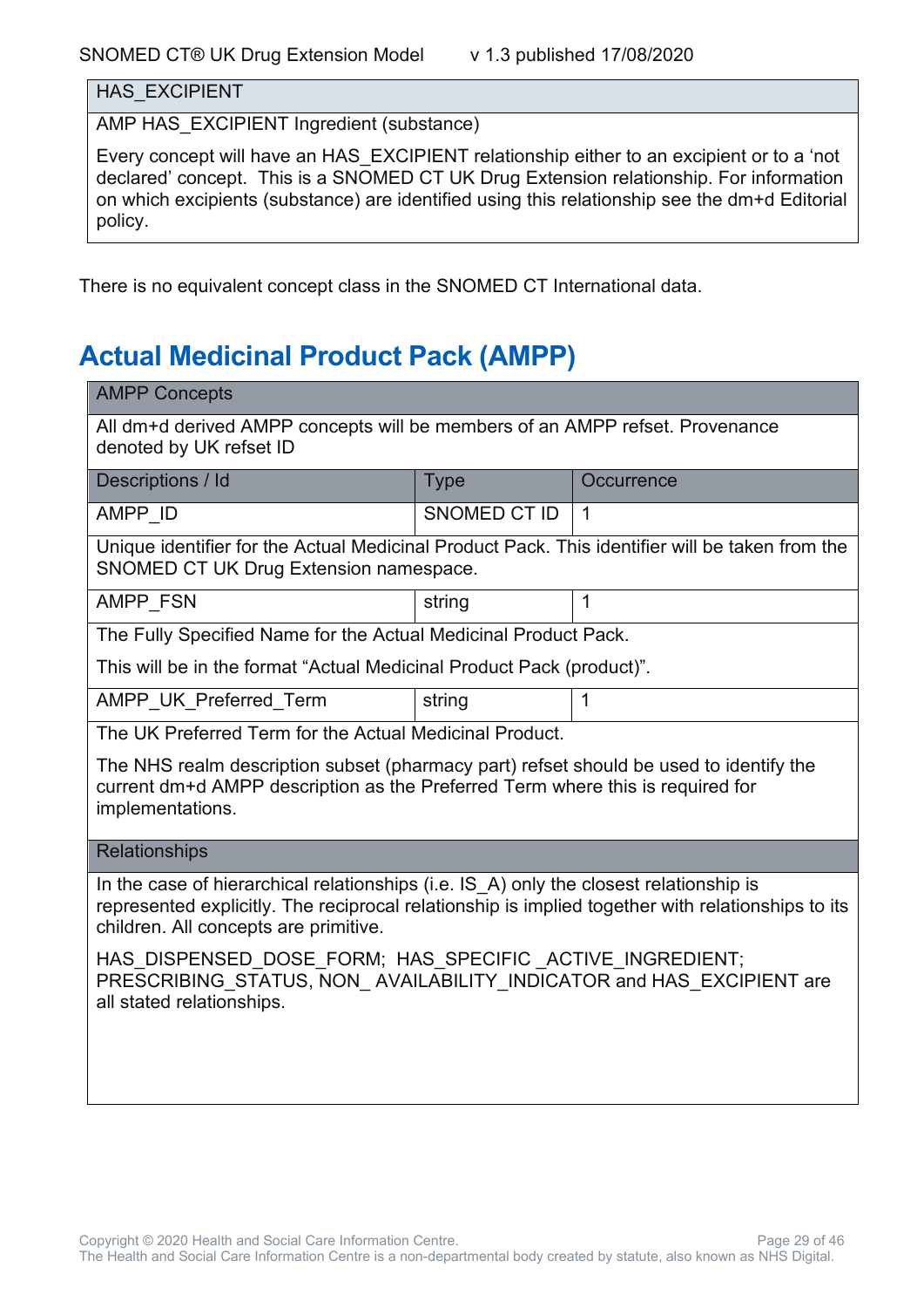| HAS_EXCIPIENT |
|---|
| AMP HAS_EXCIPIENT Ingredient (substance) |
| Every concept will have an HAS_EXCIPIENT relationship either to an excipient or to a 'not declared' concept. This is a SNOMED CT UK Drug Extension relationship. For information on which excipients (substance) are identified using this relationship see the dm+d Editorial policy. |

There is no equivalent concept class in the SNOMED CT International data.

## Actual Medicinal Product Pack (AMPP)

| AMPP Concepts | | |
|---|---|---|
| All dm+d derived AMPP concepts will be members of an AMPP refset. Provenance denoted by UK refset ID | | |
| Descriptions / Id | Type | Occurrence |
| AMPP_ID | SNOMED CT ID | 1 |
| Unique identifier for the Actual Medicinal Product Pack. This identifier will be taken from the SNOMED CT UK Drug Extension namespace. | | |
| AMPP_FSN | string | 1 |
| The Fully Specified Name for the Actual Medicinal Product Pack.<br><br>This will be in the format "Actual Medicinal Product Pack (product)". | | |
| AMPP_UK_Preferred_Term | string | 1 |
| The UK Preferred Term for the Actual Medicinal Product.<br><br>The NHS realm description subset (pharmacy part) refset should be used to identify the current dm+d AMPP description as the Preferred Term where this is required for implementations. | | |
| Relationships | | |
| In the case of hierarchical relationships (i.e. IS_A) only the closest relationship is represented explicitly. The reciprocal relationship is implied together with relationships to its children. All concepts are primitive.<br><br>HAS_DISPENSED_DOSE_FORM; HAS_SPECIFIC _ACTIVE_INGREDIENT; PRESCRIBING_STATUS, NON_ AVAILABILITY_INDICATOR and HAS_EXCIPIENT are all stated relationships. | | |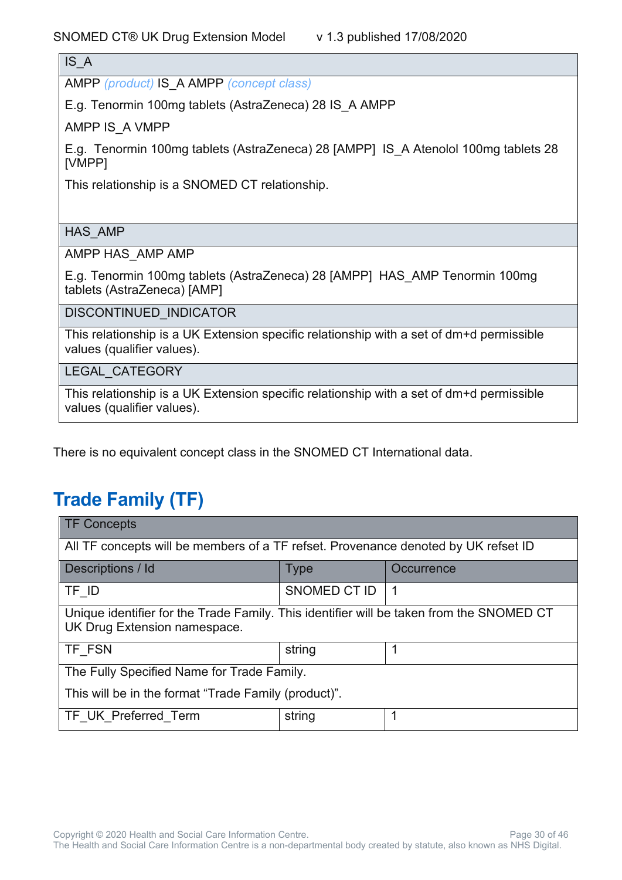| IS_A |
|---|
| AMPP *(product)* IS_A AMPP *(concept class)*<br><br>E.g. Tenormin 100mg tablets (AstraZeneca) 28 IS_A AMPP<br><br>AMPP IS_A VMPP<br><br>E.g. Tenormin 100mg tablets (AstraZeneca) 28 [AMPP] IS_A Atenolol 100mg tablets 28 [VMPP]<br><br>This relationship is a SNOMED CT relationship. |
| HAS_AMP |
| AMPP HAS_AMP AMP<br><br>E.g. Tenormin 100mg tablets (AstraZeneca) 28 [AMPP] HAS_AMP Tenormin 100mg tablets (AstraZeneca) [AMP] |
| DISCONTINUED_INDICATOR |
| This relationship is a UK Extension specific relationship with a set of dm+d permissible values (qualifier values). |
| LEGAL_CATEGORY |
| This relationship is a UK Extension specific relationship with a set of dm+d permissible values (qualifier values). |

There is no equivalent concept class in the SNOMED CT International data.

## Trade Family (TF)

| TF Concepts | | |
|---|---|---|
| All TF concepts will be members of a TF refset. Provenance denoted by UK refset ID | | |
| Descriptions / Id | Type | Occurrence |
| TF_ID | SNOMED CT ID | 1 |
| Unique identifier for the Trade Family. This identifier will be taken from the SNOMED CT UK Drug Extension namespace. | | |
| TF_FSN | string | 1 |
| The Fully Specified Name for Trade Family.<br><br>This will be in the format “Trade Family (product)”. | | |
| TF_UK_Preferred_Term | string | 1 |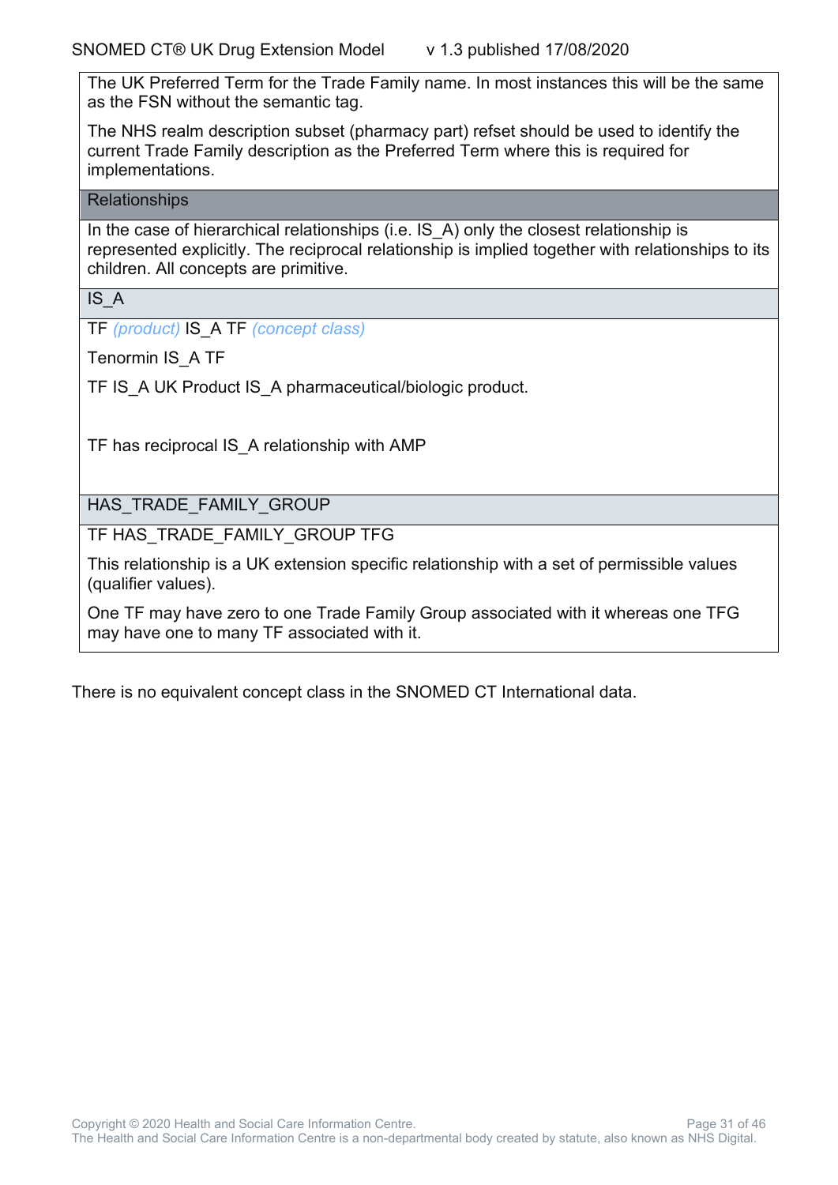| The UK Preferred Term for the Trade Family name. In most instances this will be the same as the FSN without the semantic tag.<br><br>The NHS realm description subset (pharmacy part) refset should be used to identify the current Trade Family description as the Preferred Term where this is required for implementations. |
|---|
| **Relationships** |
| In the case of hierarchical relationships (i.e. IS_A) only the closest relationship is represented explicitly. The reciprocal relationship is implied together with relationships to its children. All concepts are primitive. |
| **IS_A** |
| TF *(product)* IS_A TF *(concept class)*<br><br>Tenormin IS_A TF<br><br>TF IS_A UK Product IS_A pharmaceutical/biologic product.<br><br>TF has reciprocal IS_A relationship with AMP |
| **HAS_TRADE_FAMILY_GROUP** |
| TF HAS_TRADE_FAMILY_GROUP TFG<br><br>This relationship is a UK extension specific relationship with a set of permissible values (qualifier values).<br><br>One TF may have zero to one Trade Family Group associated with it whereas one TFG may have one to many TF associated with it. |

There is no equivalent concept class in the SNOMED CT International data.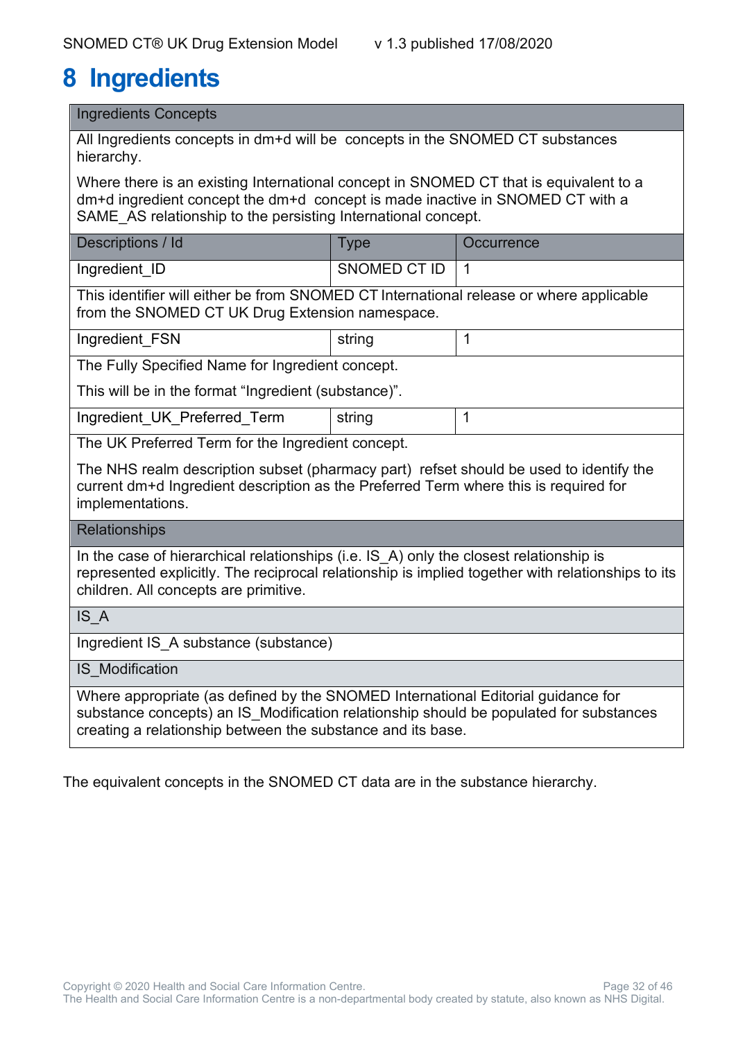# 8 Ingredients

| Ingredients Concepts | | |
|---|---|---|
| All Ingredients concepts in dm+d will be concepts in the SNOMED CT substances hierarchy.<br><br>Where there is an existing International concept in SNOMED CT that is equivalent to a dm+d ingredient concept the dm+d concept is made inactive in SNOMED CT with a SAME_AS relationship to the persisting International concept. | | |
| **Descriptions / Id** | **Type** | **Occurrence** |
| Ingredient_ID | SNOMED CT ID | 1 |
| This identifier will either be from SNOMED CT International release or where applicable from the SNOMED CT UK Drug Extension namespace. | | |
| Ingredient_FSN | string | 1 |
| The Fully Specified Name for Ingredient concept.<br><br>This will be in the format "Ingredient (substance)". | | |
| Ingredient_UK_Preferred_Term | string | 1 |
| The UK Preferred Term for the Ingredient concept.<br><br>The NHS realm description subset (pharmacy part) refset should be used to identify the current dm+d Ingredient description as the Preferred Term where this is required for implementations. | | |
| **Relationships** | | |
| In the case of hierarchical relationships (i.e. IS_A) only the closest relationship is represented explicitly. The reciprocal relationship is implied together with relationships to its children. All concepts are primitive. | | |
| **IS_A** | | |
| Ingredient IS_A substance (substance) | | |
| **IS_Modification** | | |
| Where appropriate (as defined by the SNOMED International Editorial guidance for substance concepts) an IS_Modification relationship should be populated for substances creating a relationship between the substance and its base. | | |

The equivalent concepts in the SNOMED CT data are in the substance hierarchy.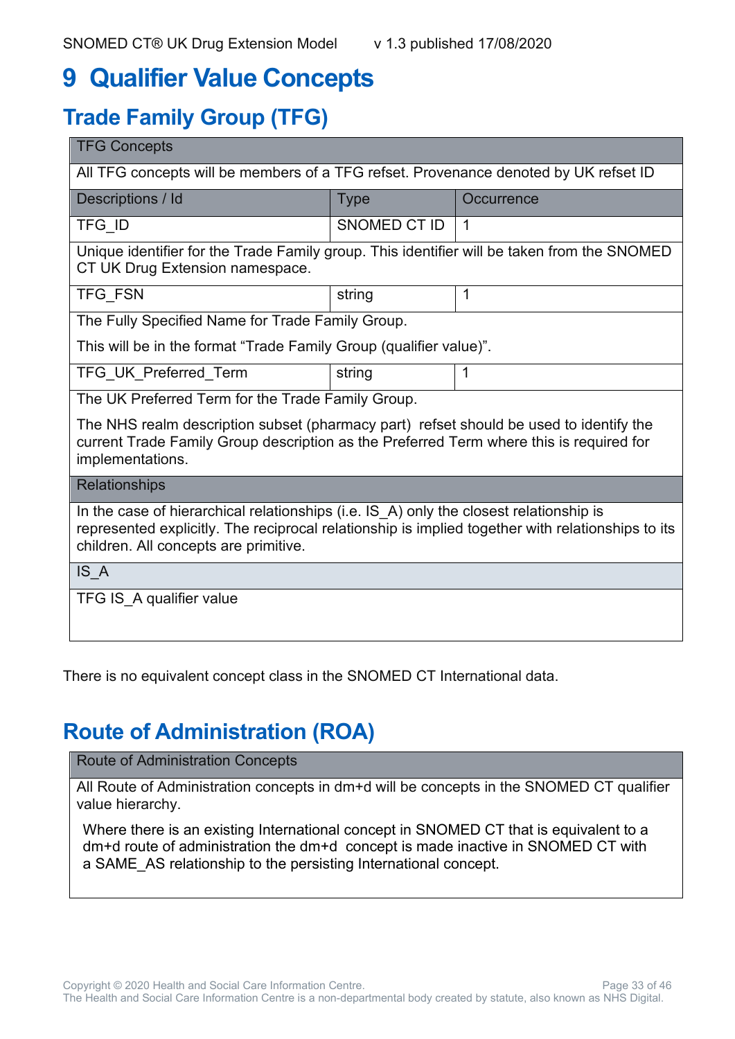# 9 Qualifier Value Concepts

## Trade Family Group (TFG)

| TFG Concepts | | |
|---|---|---|
| All TFG concepts will be members of a TFG refset. Provenance denoted by UK refset ID | | |
| **Descriptions / Id** | **Type** | **Occurrence** |
| TFG_ID | SNOMED CT ID | 1 |
| Unique identifier for the Trade Family group. This identifier will be taken from the SNOMED CT UK Drug Extension namespace. | | |
| TFG_FSN | string | 1 |
| The Fully Specified Name for Trade Family Group. This will be in the format “Trade Family Group (qualifier value)”. | | |
| TFG_UK_Preferred_Term | string | 1 |
| The UK Preferred Term for the Trade Family Group. The NHS realm description subset (pharmacy part) refset should be used to identify the current Trade Family Group description as the Preferred Term where this is required for implementations. | | |
| **Relationships** | | |
| In the case of hierarchical relationships (i.e. IS_A) only the closest relationship is represented explicitly. The reciprocal relationship is implied together with relationships to its children. All concepts are primitive. | | |
| **IS_A** | | |
| TFG IS_A qualifier value | | |

There is no equivalent concept class in the SNOMED CT International data.

## Route of Administration (ROA)

| Route of Administration Concepts |
|---|
| All Route of Administration concepts in dm+d will be concepts in the SNOMED CT qualifier value hierarchy. Where there is an existing International concept in SNOMED CT that is equivalent to a dm+d route of administration the dm+d concept is made inactive in SNOMED CT with a SAME_AS relationship to the persisting International concept. |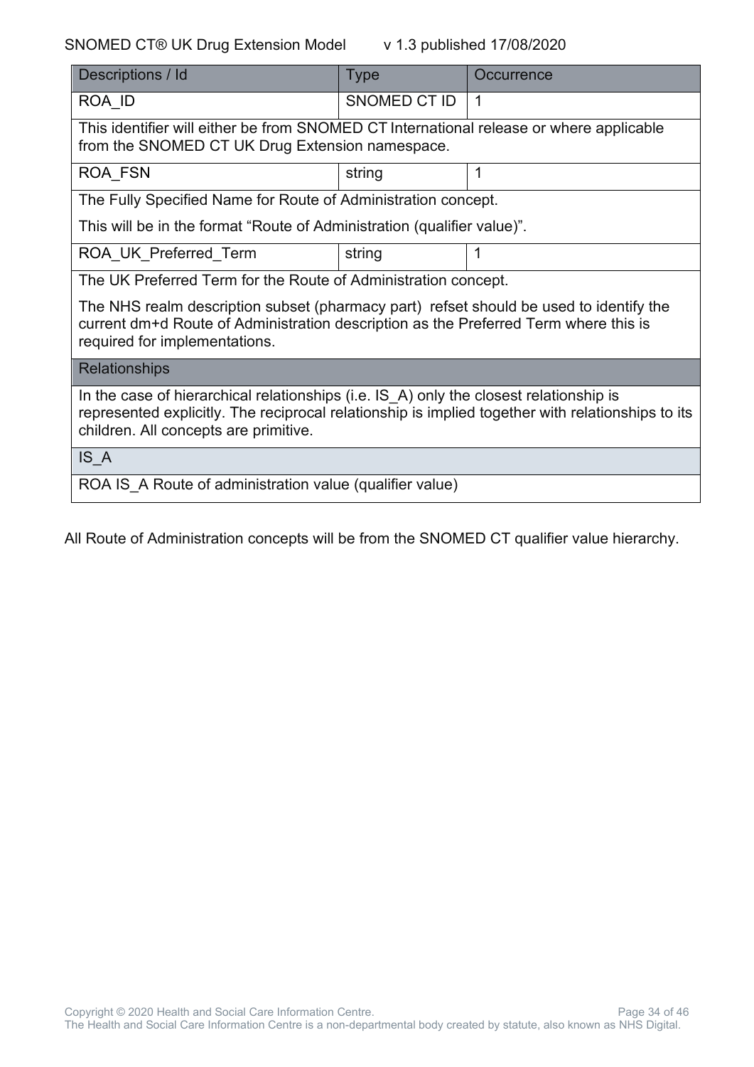| Descriptions / Id | Type | Occurrence |
| --- | --- | --- |
| ROA_ID | SNOMED CT ID | 1 |
| This identifier will either be from SNOMED CT International release or where applicable from the SNOMED CT UK Drug Extension namespace. | | |
| ROA_FSN | string | 1 |
| The Fully Specified Name for Route of Administration concept.<br><br>This will be in the format "Route of Administration (qualifier value)". | | |
| ROA_UK_Preferred_Term | string | 1 |
| The UK Preferred Term for the Route of Administration concept.<br><br>The NHS realm description subset (pharmacy part) refset should be used to identify the current dm+d Route of Administration description as the Preferred Term where this is required for implementations. | | |
| **Relationships** | | |
| In the case of hierarchical relationships (i.e. IS_A) only the closest relationship is represented explicitly. The reciprocal relationship is implied together with relationships to its children. All concepts are primitive. | | |
| IS_A | | |
| ROA IS_A Route of administration value (qualifier value) | | |

All Route of Administration concepts will be from the SNOMED CT qualifier value hierarchy.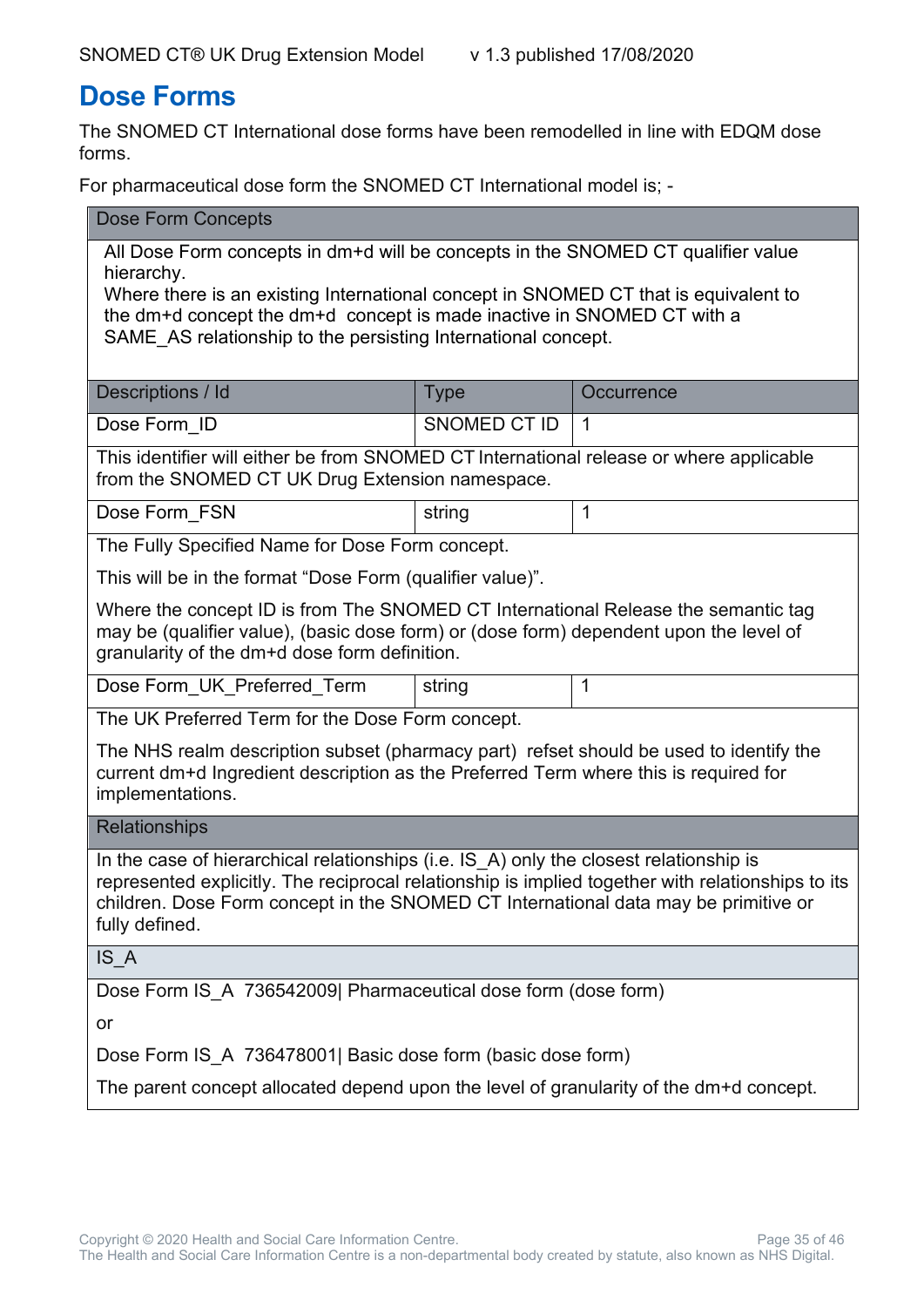# Dose Forms

The SNOMED CT International dose forms have been remodelled in line with EDQM dose forms.

For pharmaceutical dose form the SNOMED CT International model is; -

| Dose Form Concepts | | |
|---|---|---|
| All Dose Form concepts in dm+d will be concepts in the SNOMED CT qualifier value hierarchy.<br>Where there is an existing International concept in SNOMED CT that is equivalent to the dm+d concept the dm+d concept is made inactive in SNOMED CT with a SAME_AS relationship to the persisting International concept. | | |
| **Descriptions / Id** | **Type** | **Occurrence** |
| Dose Form_ID | SNOMED CT ID | 1 |
| This identifier will either be from SNOMED CT International release or where applicable from the SNOMED CT UK Drug Extension namespace. | | |
| Dose Form_FSN | string | 1 |
| The Fully Specified Name for Dose Form concept.<br>This will be in the format "Dose Form (qualifier value)".<br>Where the concept ID is from The SNOMED CT International Release the semantic tag may be (qualifier value), (basic dose form) or (dose form) dependent upon the level of granularity of the dm+d dose form definition. | | |
| Dose Form_UK_Preferred_Term | string | 1 |
| The UK Preferred Term for the Dose Form concept.<br>The NHS realm description subset (pharmacy part) refset should be used to identify the current dm+d Ingredient description as the Preferred Term where this is required for implementations. | | |
| **Relationships** | | |
| In the case of hierarchical relationships (i.e. IS_A) only the closest relationship is represented explicitly. The reciprocal relationship is implied together with relationships to its children. Dose Form concept in the SNOMED CT International data may be primitive or fully defined. | | |
| **IS_A** | | |
| Dose Form IS_A 736542009\| Pharmaceutical dose form (dose form)<br>or<br>Dose Form IS_A 736478001\| Basic dose form (basic dose form)<br>The parent concept allocated depend upon the level of granularity of the dm+d concept. | | |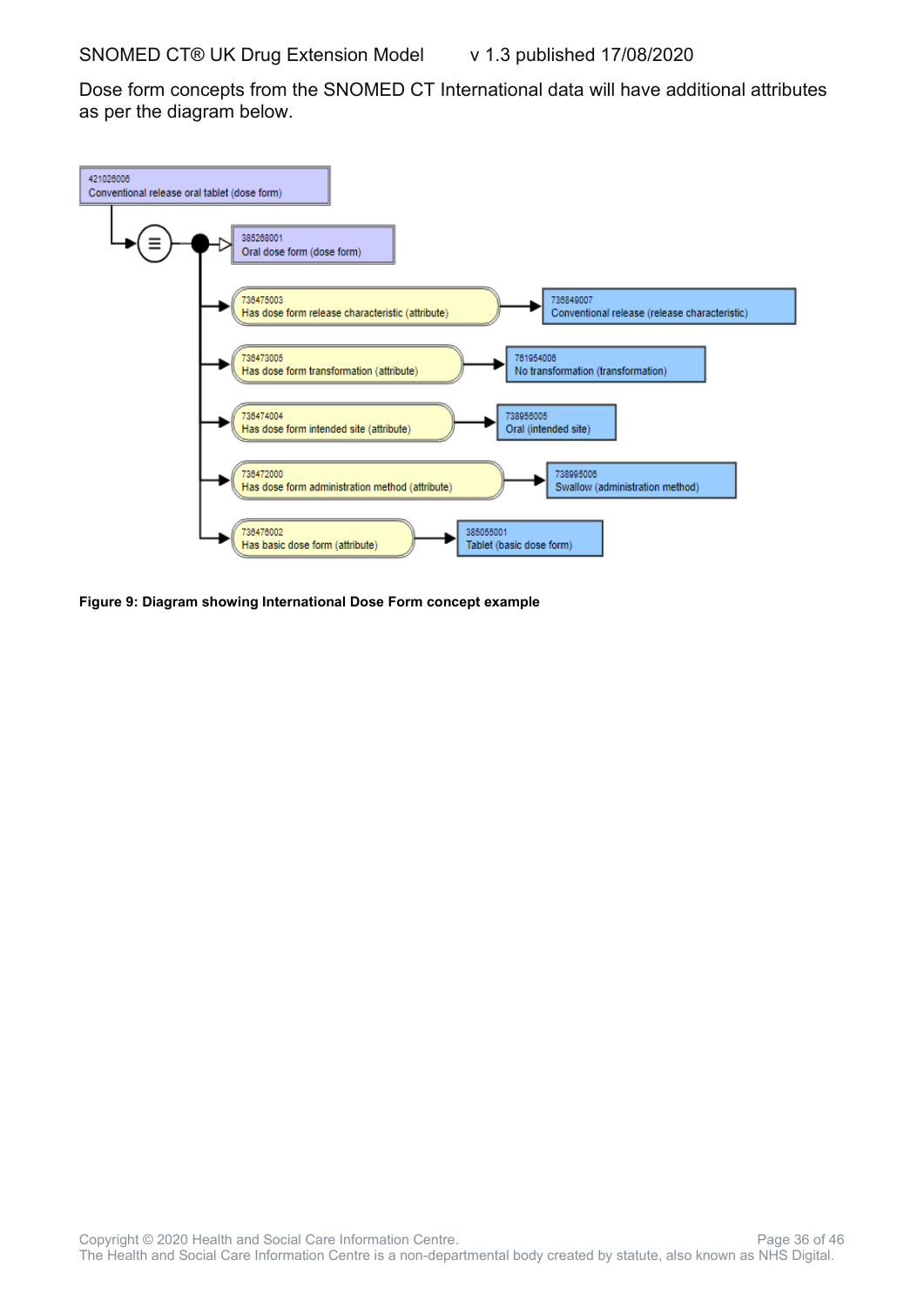Dose form concepts from the SNOMED CT International data will have additional attributes as per the diagram below.

421026006
Conventional release oral tablet (dose form)

- 385268001 Oral dose form (dose form)
- 736475003 Has dose form release characteristic (attribute) → 736849007 Conventional release (release characteristic)
- 736473005 Has dose form transformation (attribute) → 761954006 No transformation (transformation)
- 736474004 Has dose form intended site (attribute) → 738956005 Oral (intended site)
- 736472000 Has dose form administration method (attribute) → 738995006 Swallow (administration method)
- 736476002 Has basic dose form (attribute) → 385055001 Tablet (basic dose form)

**Figure 9: Diagram showing International Dose Form concept example**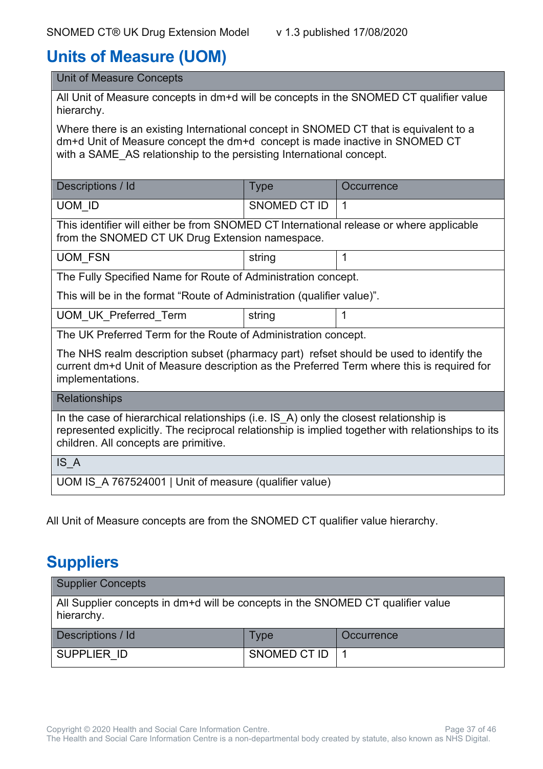# Units of Measure (UOM)

| Unit of Measure Concepts | | |
|---|---|---|
| All Unit of Measure concepts in dm+d will be concepts in the SNOMED CT qualifier value hierarchy.<br><br>Where there is an existing International concept in SNOMED CT that is equivalent to a dm+d Unit of Measure concept the dm+d concept is made inactive in SNOMED CT with a SAME_AS relationship to the persisting International concept. | | |
| **Descriptions / Id** | **Type** | **Occurrence** |
| UOM_ID | SNOMED CT ID | 1 |
| This identifier will either be from SNOMED CT International release or where applicable from the SNOMED CT UK Drug Extension namespace. | | |
| UOM_FSN | string | 1 |
| The Fully Specified Name for Route of Administration concept.<br><br>This will be in the format “Route of Administration (qualifier value)”. | | |
| UOM_UK_Preferred_Term | string | 1 |
| The UK Preferred Term for the Route of Administration concept.<br><br>The NHS realm description subset (pharmacy part) refset should be used to identify the current dm+d Unit of Measure description as the Preferred Term where this is required for implementations. | | |
| **Relationships** | | |
| In the case of hierarchical relationships (i.e. IS_A) only the closest relationship is represented explicitly. The reciprocal relationship is implied together with relationships to its children. All concepts are primitive. | | |
| **IS_A** | | |
| UOM IS_A 767524001 \| Unit of measure (qualifier value) | | |

All Unit of Measure concepts are from the SNOMED CT qualifier value hierarchy.

# Suppliers

| Supplier Concepts | | |
|---|---|---|
| All Supplier concepts in dm+d will be concepts in the SNOMED CT qualifier value hierarchy. | | |
| **Descriptions / Id** | **Type** | **Occurrence** |
| SUPPLIER_ID | SNOMED CT ID | 1 |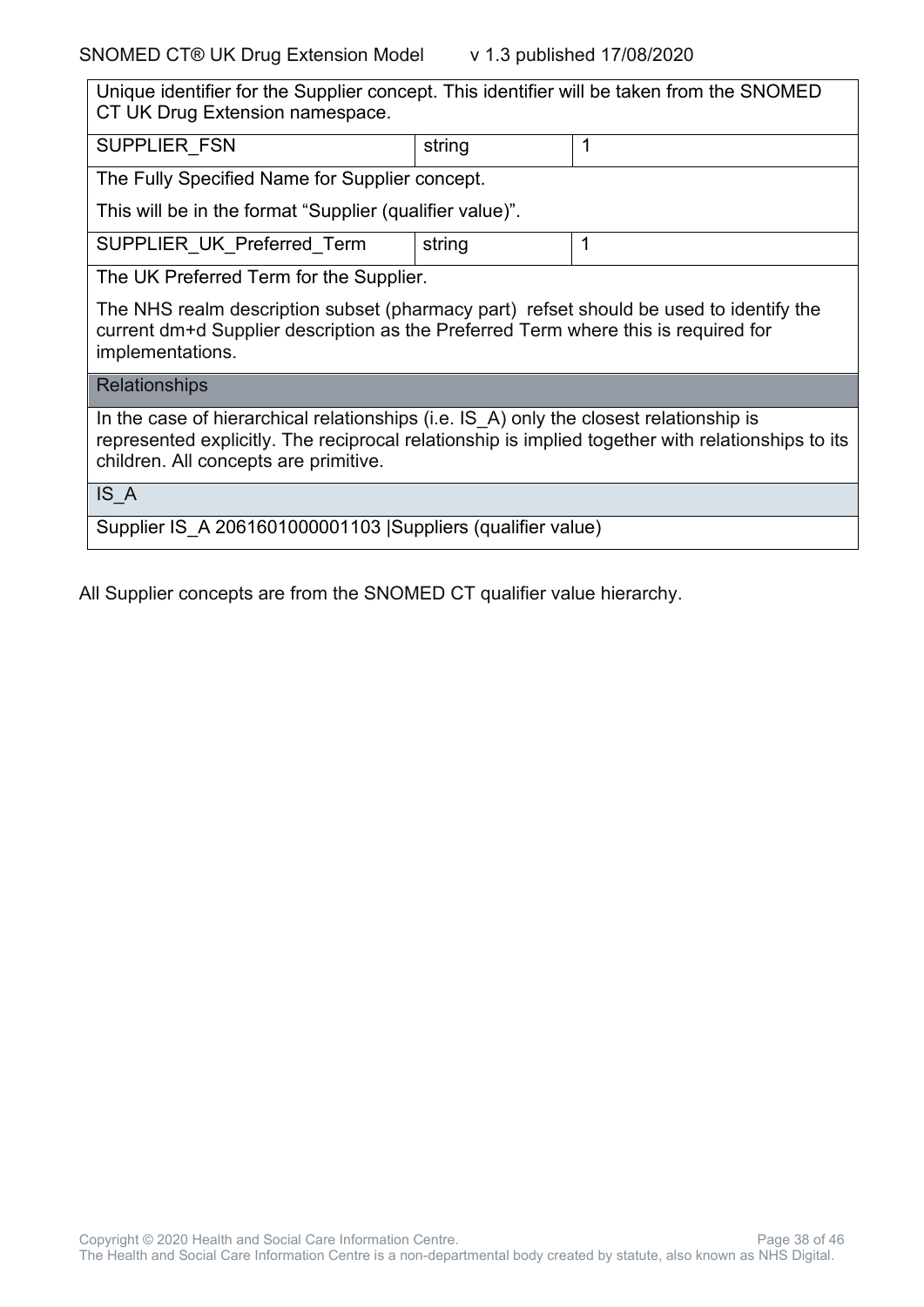| | | |
|---|---|---|
| Unique identifier for the Supplier concept. This identifier will be taken from the SNOMED CT UK Drug Extension namespace. | | |
| SUPPLIER_FSN | string | 1 |
| The Fully Specified Name for Supplier concept.<br><br>This will be in the format "Supplier (qualifier value)". | | |
| SUPPLIER_UK_Preferred_Term | string | 1 |
| The UK Preferred Term for the Supplier.<br><br>The NHS realm description subset (pharmacy part) refset should be used to identify the current dm+d Supplier description as the Preferred Term where this is required for implementations. | | |
| **Relationships** | | |
| In the case of hierarchical relationships (i.e. IS_A) only the closest relationship is represented explicitly. The reciprocal relationship is implied together with relationships to its children. All concepts are primitive. | | |
| IS_A | | |
| Supplier IS_A 2061601000001103 \|Suppliers (qualifier value) | | |

All Supplier concepts are from the SNOMED CT qualifier value hierarchy.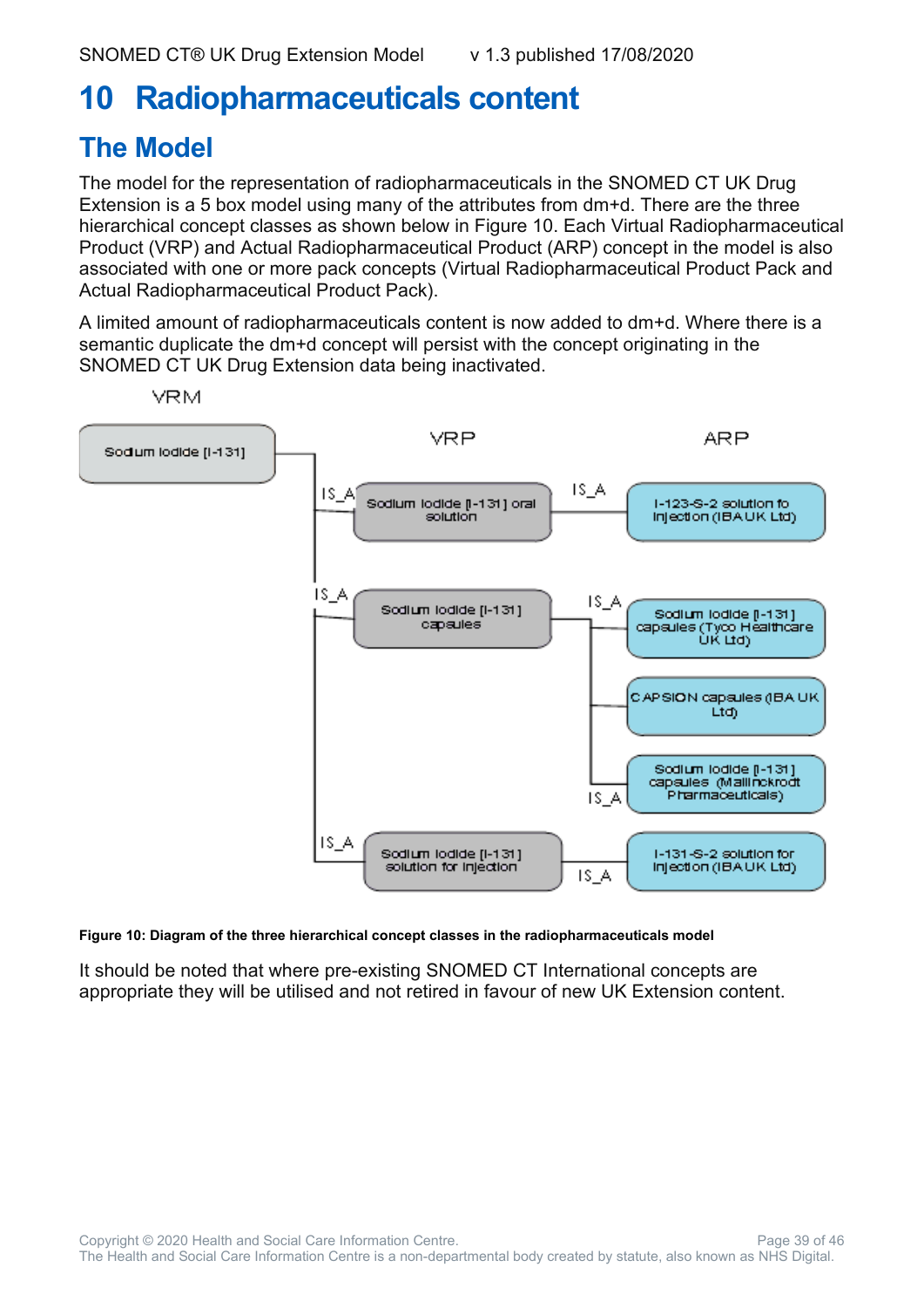# 10 Radiopharmaceuticals content

## The Model

The model for the representation of radiopharmaceuticals in the SNOMED CT UK Drug Extension is a 5 box model using many of the attributes from dm+d. There are the three hierarchical concept classes as shown below in Figure 10. Each Virtual Radiopharmaceutical Product (VRP) and Actual Radiopharmaceutical Product (ARP) concept in the model is also associated with one or more pack concepts (Virtual Radiopharmaceutical Product Pack and Actual Radiopharmaceutical Product Pack).

A limited amount of radiopharmaceuticals content is now added to dm+d. Where there is a semantic duplicate the dm+d concept will persist with the concept originating in the SNOMED CT UK Drug Extension data being inactivated.

VRM

Sodium Iodide [I-131]

VRP

Sodium Iodide [I-131] oral solution

Sodium Iodide [I-131] capsules

Sodium Iodide [I-131] solution for injection

ARP

I-123-S-2 solution fo injection (IBA UK Ltd)

Sodium Iodide [I-131] capsules (Tyco Healthcare UK Ltd)

CAPSION capsules (IBA UK Ltd)

Sodium Iodide [I-131] capsules (Mallinckrodt Pharmaceuticals)

I-131-S-2 solution for injection (IBA UK Ltd)

IS_A

**Figure 10: Diagram of the three hierarchical concept classes in the radiopharmaceuticals model**

It should be noted that where pre-existing SNOMED CT International concepts are appropriate they will be utilised and not retired in favour of new UK Extension content.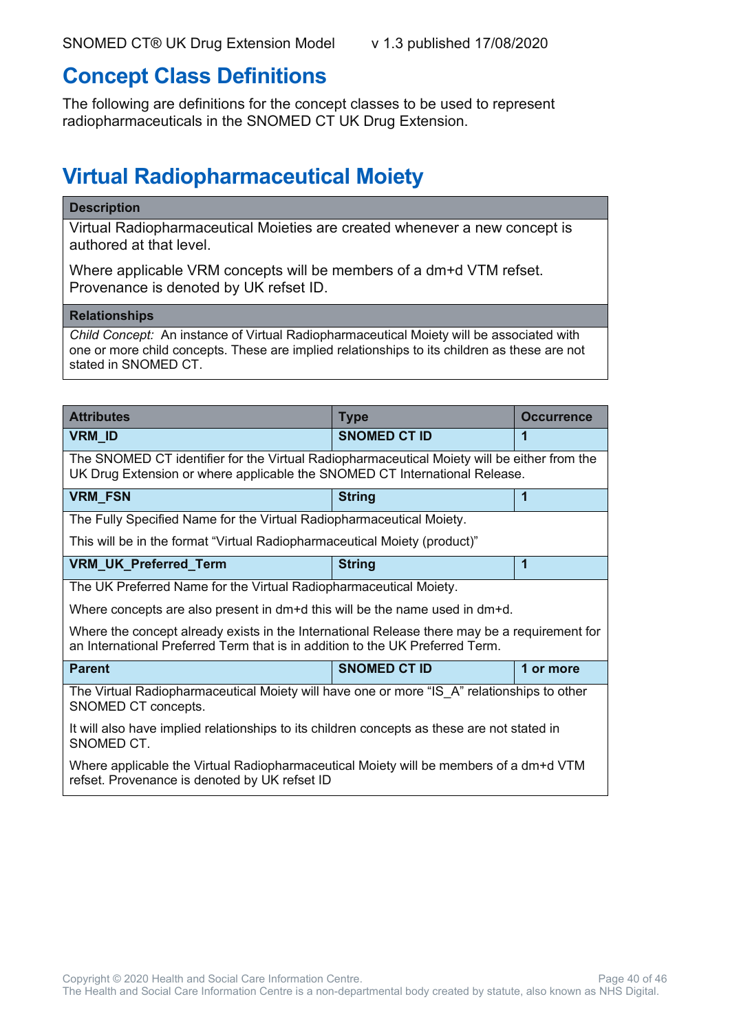# Concept Class Definitions

The following are definitions for the concept classes to be used to represent radiopharmaceuticals in the SNOMED CT UK Drug Extension.

## Virtual Radiopharmaceutical Moiety

| Description |
| --- |
| Virtual Radiopharmaceutical Moieties are created whenever a new concept is authored at that level.<br><br>Where applicable VRM concepts will be members of a dm+d VTM refset. Provenance is denoted by UK refset ID. |
| **Relationships** |
| *Child Concept:* An instance of Virtual Radiopharmaceutical Moiety will be associated with one or more child concepts. These are implied relationships to its children as these are not stated in SNOMED CT. |

| Attributes | Type | Occurrence |
| --- | --- | --- |
| **VRM_ID** | **SNOMED CT ID** | **1** |
| The SNOMED CT identifier for the Virtual Radiopharmaceutical Moiety will be either from the UK Drug Extension or where applicable the SNOMED CT International Release. | | |
| **VRM_FSN** | **String** | **1** |
| The Fully Specified Name for the Virtual Radiopharmaceutical Moiety.<br><br>This will be in the format "Virtual Radiopharmaceutical Moiety (product)" | | |
| **VRM_UK_Preferred_Term** | **String** | **1** |
| The UK Preferred Name for the Virtual Radiopharmaceutical Moiety.<br><br>Where concepts are also present in dm+d this will be the name used in dm+d.<br><br>Where the concept already exists in the International Release there may be a requirement for an International Preferred Term that is in addition to the UK Preferred Term. | | |
| **Parent** | **SNOMED CT ID** | **1 or more** |
| The Virtual Radiopharmaceutical Moiety will have one or more "IS_A" relationships to other SNOMED CT concepts.<br><br>It will also have implied relationships to its children concepts as these are not stated in SNOMED CT.<br><br>Where applicable the Virtual Radiopharmaceutical Moiety will be members of a dm+d VTM refset. Provenance is denoted by UK refset ID | | |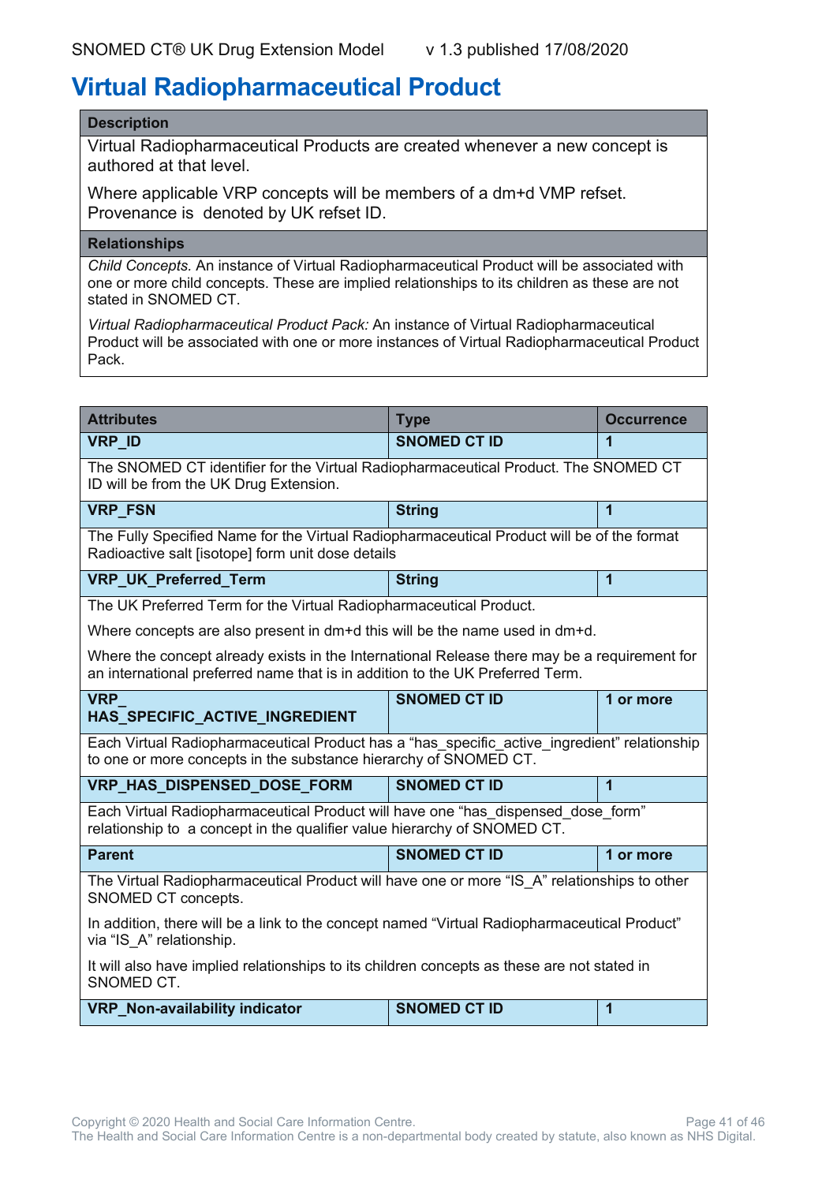# Virtual Radiopharmaceutical Product

| Description |
|---|
| Virtual Radiopharmaceutical Products are created whenever a new concept is authored at that level.<br><br>Where applicable VRP concepts will be members of a dm+d VMP refset. Provenance is denoted by UK refset ID. |
| **Relationships** |
| *Child Concepts.* An instance of Virtual Radiopharmaceutical Product will be associated with one or more child concepts. These are implied relationships to its children as these are not stated in SNOMED CT.<br><br>*Virtual Radiopharmaceutical Product Pack:* An instance of Virtual Radiopharmaceutical Product will be associated with one or more instances of Virtual Radiopharmaceutical Product Pack. |

| Attributes | Type | Occurrence |
|---|---|---|
| **VRP_ID** | **SNOMED CT ID** | **1** |
| The SNOMED CT identifier for the Virtual Radiopharmaceutical Product. The SNOMED CT ID will be from the UK Drug Extension. | | |
| **VRP_FSN** | **String** | **1** |
| The Fully Specified Name for the Virtual Radiopharmaceutical Product will be of the format Radioactive salt [isotope] form unit dose details | | |
| **VRP_UK_Preferred_Term** | **String** | **1** |
| The UK Preferred Term for the Virtual Radiopharmaceutical Product.<br><br>Where concepts are also present in dm+d this will be the name used in dm+d.<br><br>Where the concept already exists in the International Release there may be a requirement for an international preferred name that is in addition to the UK Preferred Term. | | |
| **VRP_ HAS_SPECIFIC_ACTIVE_INGREDIENT** | **SNOMED CT ID** | **1 or more** |
| Each Virtual Radiopharmaceutical Product has a “has_specific_active_ingredient” relationship to one or more concepts in the substance hierarchy of SNOMED CT. | | |
| **VRP_HAS_DISPENSED_DOSE_FORM** | **SNOMED CT ID** | **1** |
| Each Virtual Radiopharmaceutical Product will have one “has_dispensed_dose_form” relationship to a concept in the qualifier value hierarchy of SNOMED CT. | | |
| **Parent** | **SNOMED CT ID** | **1 or more** |
| The Virtual Radiopharmaceutical Product will have one or more “IS_A” relationships to other SNOMED CT concepts.<br><br>In addition, there will be a link to the concept named “Virtual Radiopharmaceutical Product” via “IS_A” relationship.<br><br>It will also have implied relationships to its children concepts as these are not stated in SNOMED CT. | | |
| **VRP_Non-availability indicator** | **SNOMED CT ID** | **1** |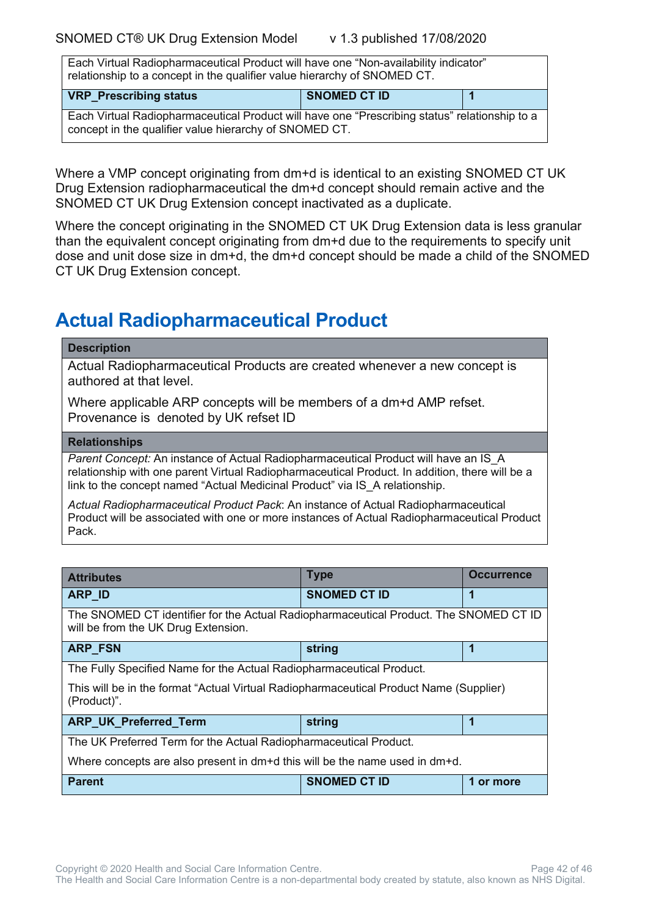| | | |
|---|---|---|
| Each Virtual Radiopharmaceutical Product will have one "Non-availability indicator" relationship to a concept in the qualifier value hierarchy of SNOMED CT. | | |
| **VRP_Prescribing status** | **SNOMED CT ID** | **1** |
| Each Virtual Radiopharmaceutical Product will have one "Prescribing status" relationship to a concept in the qualifier value hierarchy of SNOMED CT. | | |

Where a VMP concept originating from dm+d is identical to an existing SNOMED CT UK Drug Extension radiopharmaceutical the dm+d concept should remain active and the SNOMED CT UK Drug Extension concept inactivated as a duplicate.

Where the concept originating in the SNOMED CT UK Drug Extension data is less granular than the equivalent concept originating from dm+d due to the requirements to specify unit dose and unit dose size in dm+d, the dm+d concept should be made a child of the SNOMED CT UK Drug Extension concept.

## Actual Radiopharmaceutical Product

| **Description** |
|---|
| Actual Radiopharmaceutical Products are created whenever a new concept is authored at that level.<br><br>Where applicable ARP concepts will be members of a dm+d AMP refset. Provenance is denoted by UK refset ID |
| **Relationships** |
| *Parent Concept:* An instance of Actual Radiopharmaceutical Product will have an IS_A relationship with one parent Virtual Radiopharmaceutical Product. In addition, there will be a link to the concept named "Actual Medicinal Product" via IS_A relationship.<br><br>*Actual Radiopharmaceutical Product Pack*: An instance of Actual Radiopharmaceutical Product will be associated with one or more instances of Actual Radiopharmaceutical Product Pack. |

| **Attributes** | **Type** | **Occurrence** |
|---|---|---|
| **ARP_ID** | **SNOMED CT ID** | **1** |
| The SNOMED CT identifier for the Actual Radiopharmaceutical Product. The SNOMED CT ID will be from the UK Drug Extension. | | |
| **ARP_FSN** | **string** | **1** |
| The Fully Specified Name for the Actual Radiopharmaceutical Product.<br><br>This will be in the format "Actual Virtual Radiopharmaceutical Product Name (Supplier) (Product)". | | |
| **ARP_UK_Preferred_Term** | **string** | **1** |
| The UK Preferred Term for the Actual Radiopharmaceutical Product.<br><br>Where concepts are also present in dm+d this will be the name used in dm+d. | | |
| **Parent** | **SNOMED CT ID** | **1 or more** |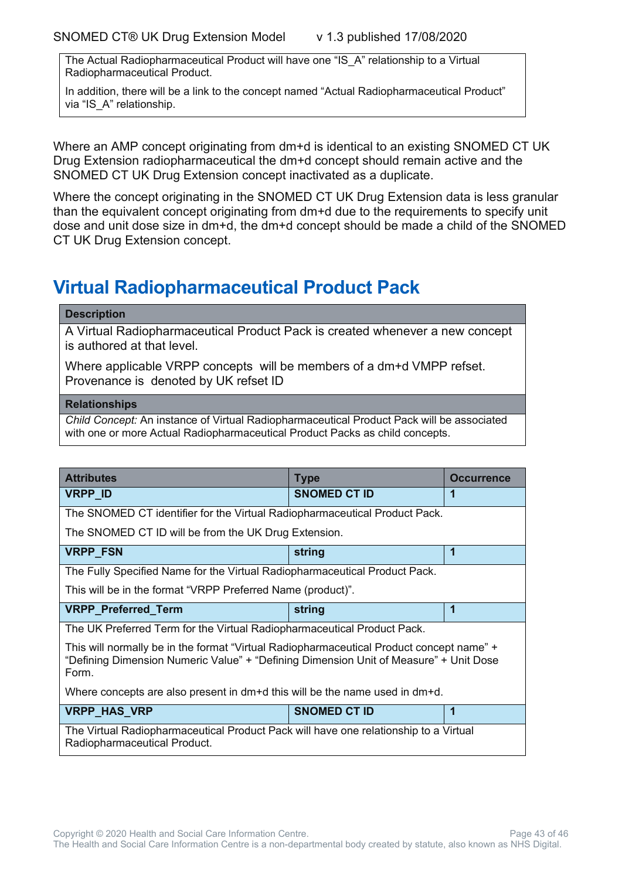The Actual Radiopharmaceutical Product will have one "IS_A" relationship to a Virtual Radiopharmaceutical Product.

In addition, there will be a link to the concept named "Actual Radiopharmaceutical Product" via "IS_A" relationship.

Where an AMP concept originating from dm+d is identical to an existing SNOMED CT UK Drug Extension radiopharmaceutical the dm+d concept should remain active and the SNOMED CT UK Drug Extension concept inactivated as a duplicate.

Where the concept originating in the SNOMED CT UK Drug Extension data is less granular than the equivalent concept originating from dm+d due to the requirements to specify unit dose and unit dose size in dm+d, the dm+d concept should be made a child of the SNOMED CT UK Drug Extension concept.

# Virtual Radiopharmaceutical Product Pack

| **Description** |
|---|
| A Virtual Radiopharmaceutical Product Pack is created whenever a new concept is authored at that level.<br><br>Where applicable VRPP concepts will be members of a dm+d VMPP refset. Provenance is denoted by UK refset ID |
| **Relationships** |
| *Child Concept:* An instance of Virtual Radiopharmaceutical Product Pack will be associated with one or more Actual Radiopharmaceutical Product Packs as child concepts. |

| Attributes | Type | Occurrence |
|---|---|---|
| **VRPP_ID** | **SNOMED CT ID** | **1** |
| The SNOMED CT identifier for the Virtual Radiopharmaceutical Product Pack.<br><br>The SNOMED CT ID will be from the UK Drug Extension. | | |
| **VRPP_FSN** | **string** | **1** |
| The Fully Specified Name for the Virtual Radiopharmaceutical Product Pack.<br><br>This will be in the format "VRPP Preferred Name (product)". | | |
| **VRPP_Preferred_Term** | **string** | **1** |
| The UK Preferred Term for the Virtual Radiopharmaceutical Product Pack.<br><br>This will normally be in the format "Virtual Radiopharmaceutical Product concept name" + "Defining Dimension Numeric Value" + "Defining Dimension Unit of Measure" + Unit Dose Form.<br><br>Where concepts are also present in dm+d this will be the name used in dm+d. | | |
| **VRPP_HAS_VRP** | **SNOMED CT ID** | **1** |
| The Virtual Radiopharmaceutical Product Pack will have one relationship to a Virtual Radiopharmaceutical Product. | | |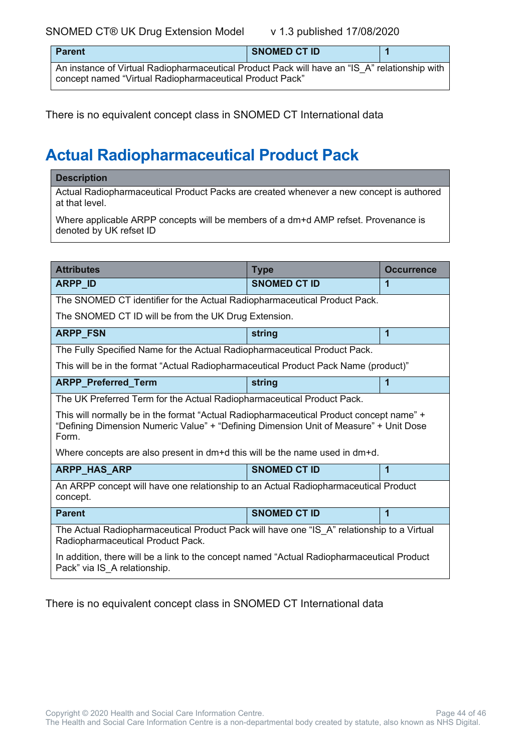| Parent | SNOMED CT ID | 1 |
|---|---|---|
| An instance of Virtual Radiopharmaceutical Product Pack will have an "IS_A" relationship with concept named "Virtual Radiopharmaceutical Product Pack" | | |

There is no equivalent concept class in SNOMED CT International data

## Actual Radiopharmaceutical Product Pack

| Description |
|---|
| Actual Radiopharmaceutical Product Packs are created whenever a new concept is authored at that level.<br><br>Where applicable ARPP concepts will be members of a dm+d AMP refset. Provenance is denoted by UK refset ID |

| Attributes | Type | Occurrence |
|---|---|---|
| **ARPP_ID** | **SNOMED CT ID** | **1** |
| The SNOMED CT identifier for the Actual Radiopharmaceutical Product Pack.<br><br>The SNOMED CT ID will be from the UK Drug Extension. | | |
| **ARPP_FSN** | **string** | **1** |
| The Fully Specified Name for the Actual Radiopharmaceutical Product Pack.<br><br>This will be in the format "Actual Radiopharmaceutical Product Pack Name (product)" | | |
| **ARPP_Preferred_Term** | **string** | **1** |
| The UK Preferred Term for the Actual Radiopharmaceutical Product Pack.<br><br>This will normally be in the format "Actual Radiopharmaceutical Product concept name" + "Defining Dimension Numeric Value" + "Defining Dimension Unit of Measure" + Unit Dose Form.<br><br>Where concepts are also present in dm+d this will be the name used in dm+d. | | |
| **ARPP_HAS_ARP** | **SNOMED CT ID** | **1** |
| An ARPP concept will have one relationship to an Actual Radiopharmaceutical Product concept. | | |
| **Parent** | **SNOMED CT ID** | **1** |
| The Actual Radiopharmaceutical Product Pack will have one "IS_A" relationship to a Virtual Radiopharmaceutical Product Pack.<br><br>In addition, there will be a link to the concept named "Actual Radiopharmaceutical Product Pack" via IS_A relationship. | | |

There is no equivalent concept class in SNOMED CT International data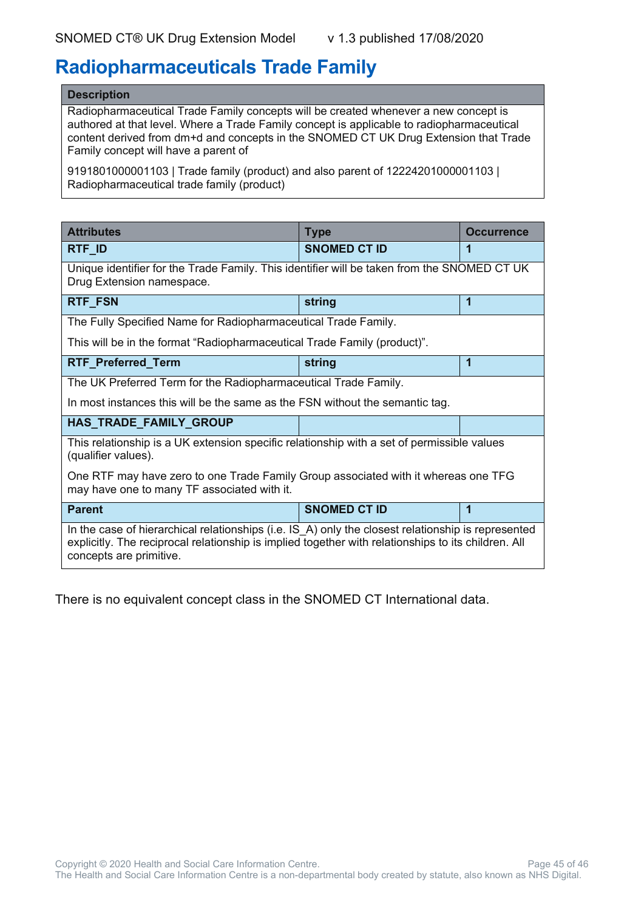# Radiopharmaceuticals Trade Family

| Description |
|---|
| Radiopharmaceutical Trade Family concepts will be created whenever a new concept is authored at that level. Where a Trade Family concept is applicable to radiopharmaceutical content derived from dm+d and concepts in the SNOMED CT UK Drug Extension that Trade Family concept will have a parent of<br><br>9191801000001103 \| Trade family (product) and also parent of 12224201000001103 \| Radiopharmaceutical trade family (product) |

| Attributes | Type | Occurrence |
|---|---|---|
| **RTF_ID** | **SNOMED CT ID** | **1** |
| Unique identifier for the Trade Family. This identifier will be taken from the SNOMED CT UK Drug Extension namespace. | | |
| **RTF_FSN** | **string** | **1** |
| The Fully Specified Name for Radiopharmaceutical Trade Family.<br><br>This will be in the format “Radiopharmaceutical Trade Family (product)”. | | |
| **RTF_Preferred_Term** | **string** | **1** |
| The UK Preferred Term for the Radiopharmaceutical Trade Family.<br><br>In most instances this will be the same as the FSN without the semantic tag. | | |
| **HAS_TRADE_FAMILY_GROUP** | | |
| This relationship is a UK extension specific relationship with a set of permissible values (qualifier values).<br><br>One RTF may have zero to one Trade Family Group associated with it whereas one TFG may have one to many TF associated with it. | | |
| **Parent** | **SNOMED CT ID** | **1** |
| In the case of hierarchical relationships (i.e. IS_A) only the closest relationship is represented explicitly. The reciprocal relationship is implied together with relationships to its children. All concepts are primitive. | | |

There is no equivalent concept class in the SNOMED CT International data.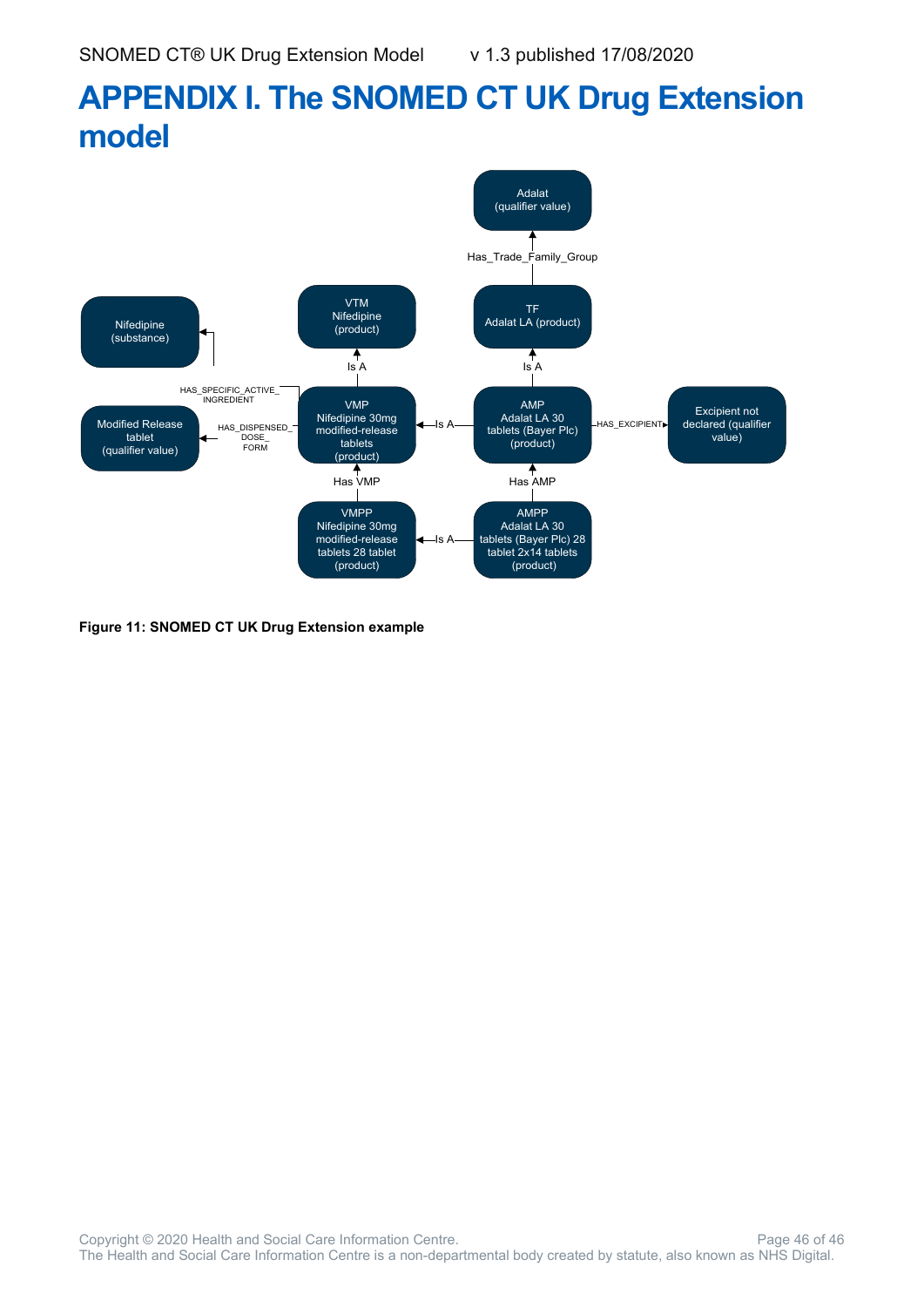# APPENDIX I. The SNOMED CT UK Drug Extension model

Adalat
(qualifier value)

Has_Trade_Family_Group

VTM
Nifedipine
(product)

TF
Adalat LA (product)

Nifedipine
(substance)

Is A

Is A

HAS_SPECIFIC_ACTIVE_INGREDIENT

VMP
Nifedipine 30mg modified-release tablets (product)

AMP
Adalat LA 30 tablets (Bayer Plc) (product)

Modified Release tablet
(qualifier value)

HAS_DISPENSED_DOSE_FORM

Is A

HAS_EXCIPIENT

Excipient not declared (qualifier value)

Has VMP

Has AMP

VMPP
Nifedipine 30mg modified-release tablets 28 tablet (product)

AMPP
Adalat LA 30 tablets (Bayer Plc) 28 tablet 2x14 tablets (product)

Is A

**Figure 11: SNOMED CT UK Drug Extension example**